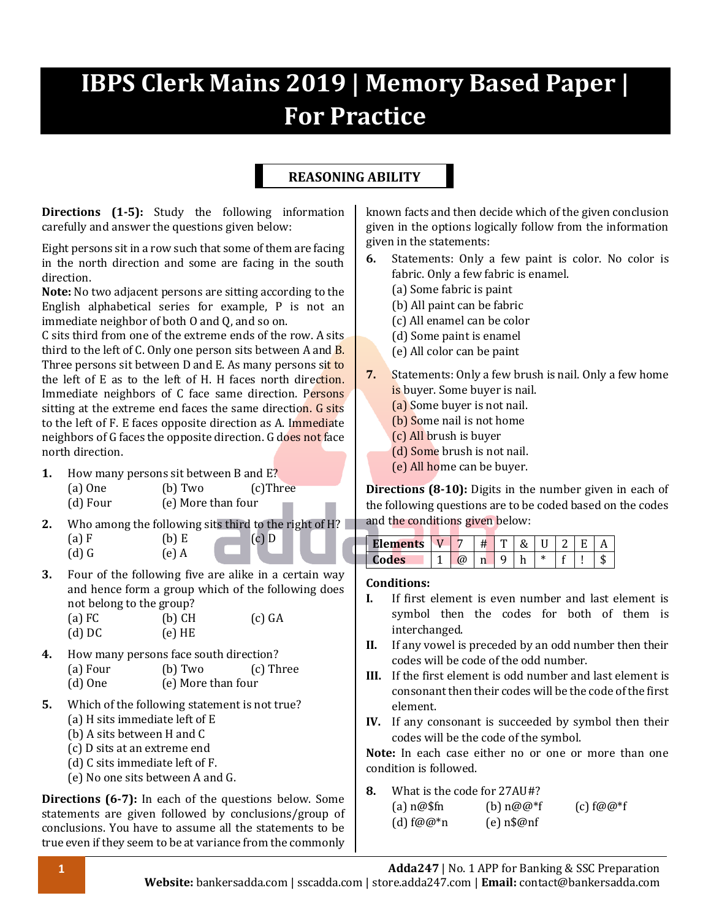# IBPS Clerk Mains 2019 | Memory Based Paper | For Practice

## REASONING ABILITY

**Directions (1-5):** Study the following information carefully and answer the questions given below:

Eight persons sit in a row such that some of them are facing in the north direction and some are facing in the south direction.

**Note:** No two adjacent persons are sitting according to the English alphabetical series for example, P is not an immediate neighbor of both O and Q, and so on.

C sits third from one of the extreme ends of the row. A sits third to the left of C. Only one person sits between A and B. Three persons sit between D and E. As many persons sit to the left of E as to the left of H. H faces north direction. Immediate neighbors of C face same direction. Persons sitting at the extreme end faces the same direction. G sits to the left of F. E faces opposite direction as A. Immediate neighbors of G faces the opposite direction. G does not face north direction.

1. How many persons sit between B and E?
   (a) One (b) Two (c)Three
   (d) Four (e) More than four

2. Who among the following sits third to the right of H?
   (a) F (b) E (c) D
   (d) G (e) A

3. Four of the following five are alike in a certain way and hence form a group which of the following does not belong to the group?
   (a) FC (b) CH (c) GA
   (d) DC (e) HE

4. How many persons face south direction?
   (a) Four (b) Two (c) Three
   (d) One (e) More than four

5. Which of the following statement is not true?
   (a) H sits immediate left of E
   (b) A sits between H and C
   (c) D sits at an extreme end
   (d) C sits immediate left of F.
   (e) No one sits between A and G.

**Directions (6-7):** In each of the questions below. Some statements are given followed by conclusions/group of conclusions. You have to assume all the statements to be true even if they seem to be at variance from the commonly known facts and then decide which of the given conclusion given in the options logically follow from the information given in the statements:

6. Statements: Only a few paint is color. No color is fabric. Only a few fabric is enamel.
   (a) Some fabric is paint
   (b) All paint can be fabric
   (c) All enamel can be color
   (d) Some paint is enamel
   (e) All color can be paint

7. Statements: Only a few brush is nail. Only a few home is buyer. Some buyer is nail.
   (a) Some buyer is not nail.
   (b) Some nail is not home
   (c) All brush is buyer
   (d) Some brush is not nail.
   (e) All home can be buyer.

**Directions (8-10):** Digits in the number given in each of the following questions are to be coded based on the codes and the conditions given below:

| Elements | V | 7 | # | T | & | U | 2 | E | A |
|---|---|---|---|---|---|---|---|---|---|
| Codes | 1 | @ | n | 9 | h | * | f | ! | $ |

**Conditions:**

I. If first element is even number and last element is symbol then the codes for both of them is interchanged.

II. If any vowel is preceded by an odd number then their codes will be code of the odd number.

III. If the first element is odd number and last element is consonant then their codes will be the code of the first element.

IV. If any consonant is succeeded by symbol then their codes will be the code of the symbol.

**Note:** In each case either no or one or more than one condition is followed.

8. What is the code for 27AU#?
   (a) n@$fn (b) n@@*f (c) f@@*f
   (d) f@@*n (e) n$@nf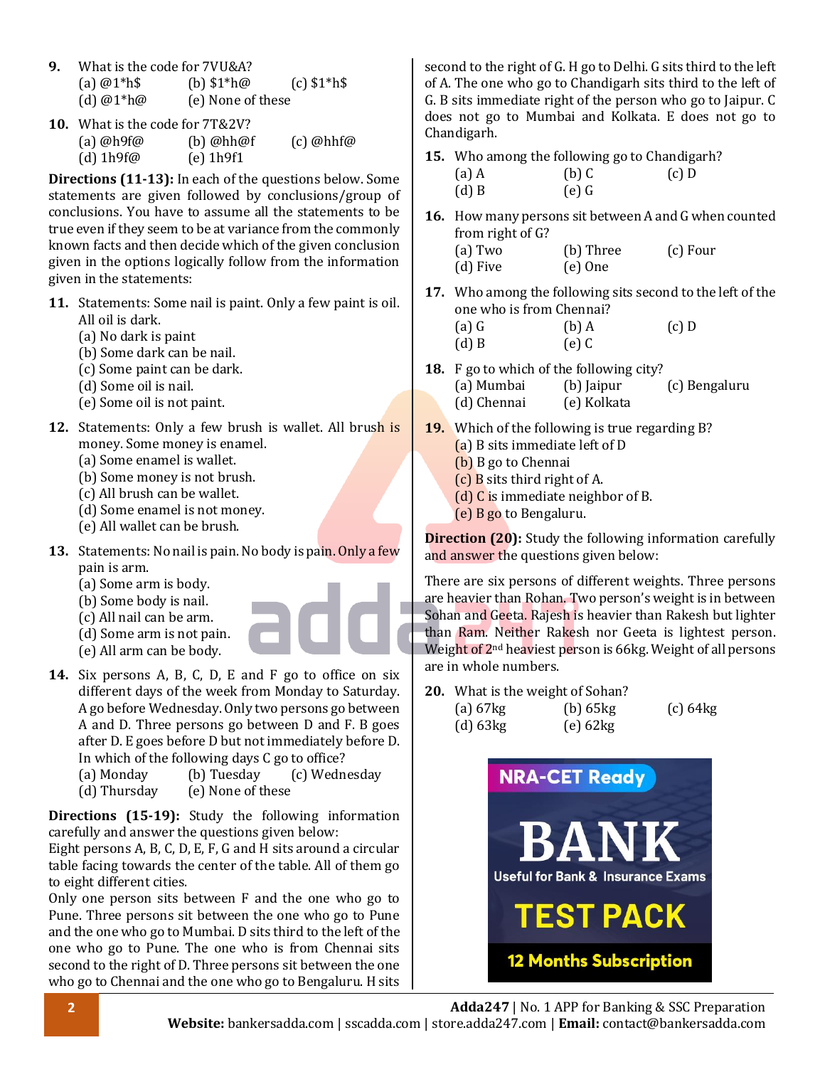**9.** What is the code for 7VU&A?
(a) @1*h$ (b) $1*h@ (c) $1*h$
(d) @1*h@ (e) None of these

**10.** What is the code for 7T&2V?
(a) @h9f@ (b) @hh@f (c) @hhf@
(d) 1h9f@ (e) 1h9f1

**Directions (11-13):** In each of the questions below. Some statements are given followed by conclusions/group of conclusions. You have to assume all the statements to be true even if they seem to be at variance from the commonly known facts and then decide which of the given conclusion given in the options logically follow from the information given in the statements:

**11.** Statements: Some nail is paint. Only a few paint is oil. All oil is dark.
(a) No dark is paint
(b) Some dark can be nail.
(c) Some paint can be dark.
(d) Some oil is nail.
(e) Some oil is not paint.

**12.** Statements: Only a few brush is wallet. All brush is money. Some money is enamel.
(a) Some enamel is wallet.
(b) Some money is not brush.
(c) All brush can be wallet.
(d) Some enamel is not money.
(e) All wallet can be brush.

**13.** Statements: No nail is pain. No body is pain. Only a few pain is arm.
(a) Some arm is body.
(b) Some body is nail.
(c) All nail can be arm.
(d) Some arm is not pain.
(e) All arm can be body.

**14.** Six persons A, B, C, D, E and F go to office on six different days of the week from Monday to Saturday. A go before Wednesday. Only two persons go between A and D. Three persons go between D and F. B goes after D. E goes before D but not immediately before D. In which of the following days C go to office?
(a) Monday (b) Tuesday (c) Wednesday
(d) Thursday (e) None of these

**Directions (15-19):** Study the following information carefully and answer the questions given below:
Eight persons A, B, C, D, E, F, G and H sits around a circular table facing towards the center of the table. All of them go to eight different cities.
Only one person sits between F and the one who go to Pune. Three persons sit between the one who go to Pune and the one who go to Mumbai. D sits third to the left of the one who go to Pune. The one who is from Chennai sits second to the right of D. Three persons sit between the one who go to Chennai and the one who go to Bengaluru. H sits second to the right of G. H go to Delhi. G sits third to the left of A. The one who go to Chandigarh sits third to the left of G. B sits immediate right of the person who go to Jaipur. C does not go to Mumbai and Kolkata. E does not go to Chandigarh.

**15.** Who among the following go to Chandigarh?
(a) A (b) C (c) D
(d) B (e) G

**16.** How many persons sit between A and G when counted from right of G?
(a) Two (b) Three (c) Four
(d) Five (e) One

**17.** Who among the following sits second to the left of the one who is from Chennai?
(a) G (b) A (c) D
(d) B (e) C

**18.** F go to which of the following city?
(a) Mumbai (b) Jaipur (c) Bengaluru
(d) Chennai (e) Kolkata

**19.** Which of the following is true regarding B?
(a) B sits immediate left of D
(b) B go to Chennai
(c) B sits third right of A.
(d) C is immediate neighbor of B.
(e) B go to Bengaluru.

**Direction (20):** Study the following information carefully and answer the questions given below:

There are six persons of different weights. Three persons are heavier than Rohan. Two person's weight is in between Sohan and Geeta. Rajesh is heavier than Rakesh but lighter than Ram. Neither Rakesh nor Geeta is lightest person. Weight of 2nd heaviest person is 66kg. Weight of all persons are in whole numbers.

**20.** What is the weight of Sohan?
(a) 67kg (b) 65kg (c) 64kg
(d) 63kg (e) 62kg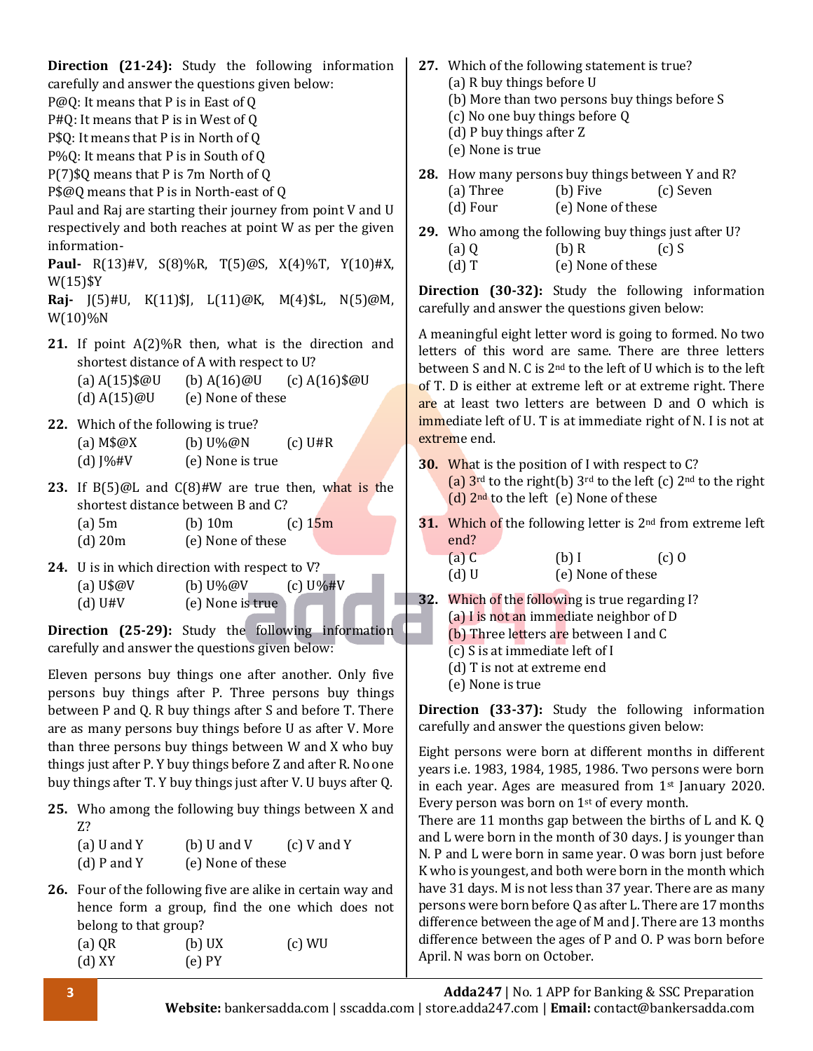**Direction (21-24):** Study the following information carefully and answer the questions given below:

P@Q: It means that P is in East of Q

P#Q: It means that P is in West of Q

P$Q: It means that P is in North of Q

P%Q: It means that P is in South of Q

P(7)$Q means that P is 7m North of Q

P$@Q means that P is in North-east of Q

Paul and Raj are starting their journey from point V and U respectively and both reaches at point W as per the given information-

**Paul-** R(13)#V, S(8)%R, T(5)@S, X(4)%T, Y(10)#X, W(15)$Y

**Raj-** J(5)#U, K(11)$J, L(11)@K, M(4)$L, N(5)@M, W(10)%N

**21.** If point A(2)%R then, what is the direction and shortest distance of A with respect to U?
(a) A(15)$@U (b) A(16)@U (c) A(16)$@U
(d) A(15)@U (e) None of these

**22.** Which of the following is true?
(a) M$@X (b) U%@N (c) U#R
(d) J%#V (e) None is true

**23.** If B(5)@L and C(8)#W are true then, what is the shortest distance between B and C?
(a) 5m (b) 10m (c) 15m
(d) 20m (e) None of these

**24.** U is in which direction with respect to V?
(a) U$@V (b) U%@V (c) U%#V
(d) U#V (e) None is true

**Direction (25-29):** Study the following information carefully and answer the questions given below:

Eleven persons buy things one after another. Only five persons buy things after P. Three persons buy things between P and Q. R buy things after S and before T. There are as many persons buy things before U as after V. More than three persons buy things between W and X who buy things just after P. Y buy things before Z and after R. No one buy things after T. Y buy things just after V. U buys after Q.

**25.** Who among the following buy things between X and Z?
(a) U and Y (b) U and V (c) V and Y
(d) P and Y (e) None of these

**26.** Four of the following five are alike in certain way and hence form a group, find the one which does not belong to that group?
(a) QR (b) UX (c) WU
(d) XY (e) PY

**27.** Which of the following statement is true?
(a) R buy things before U
(b) More than two persons buy things before S
(c) No one buy things before Q
(d) P buy things after Z
(e) None is true

**28.** How many persons buy things between Y and R?
(a) Three (b) Five (c) Seven
(d) Four (e) None of these

**29.** Who among the following buy things just after U?
(a) Q (b) R (c) S
(d) T (e) None of these

**Direction (30-32):** Study the following information carefully and answer the questions given below:

A meaningful eight letter word is going to formed. No two letters of this word are same. There are three letters between S and N. C is 2nd to the left of U which is to the left of T. D is either at extreme left or at extreme right. There are at least two letters are between D and O which is immediate left of U. T is at immediate right of N. I is not at extreme end.

**30.** What is the position of I with respect to C?
(a) 3rd to the right (b) 3rd to the left (c) 2nd to the right
(d) 2nd to the left (e) None of these

**31.** Which of the following letter is 2nd from extreme left end?
(a) C (b) I (c) O
(d) U (e) None of these

**32.** Which of the following is true regarding I?
(a) I is not an immediate neighbor of D
(b) Three letters are between I and C
(c) S is at immediate left of I
(d) T is not at extreme end
(e) None is true

**Direction (33-37):** Study the following information carefully and answer the questions given below:

Eight persons were born at different months in different years i.e. 1983, 1984, 1985, 1986. Two persons were born in each year. Ages are measured from 1st January 2020. Every person was born on 1st of every month.

There are 11 months gap between the births of L and K. Q and L were born in the month of 30 days. J is younger than N. P and L were born in same year. O was born just before K who is youngest, and both were born in the month which have 31 days. M is not less than 37 year. There are as many persons were born before Q as after L. There are 17 months difference between the age of M and J. There are 13 months difference between the ages of P and O. P was born before April. N was born on October.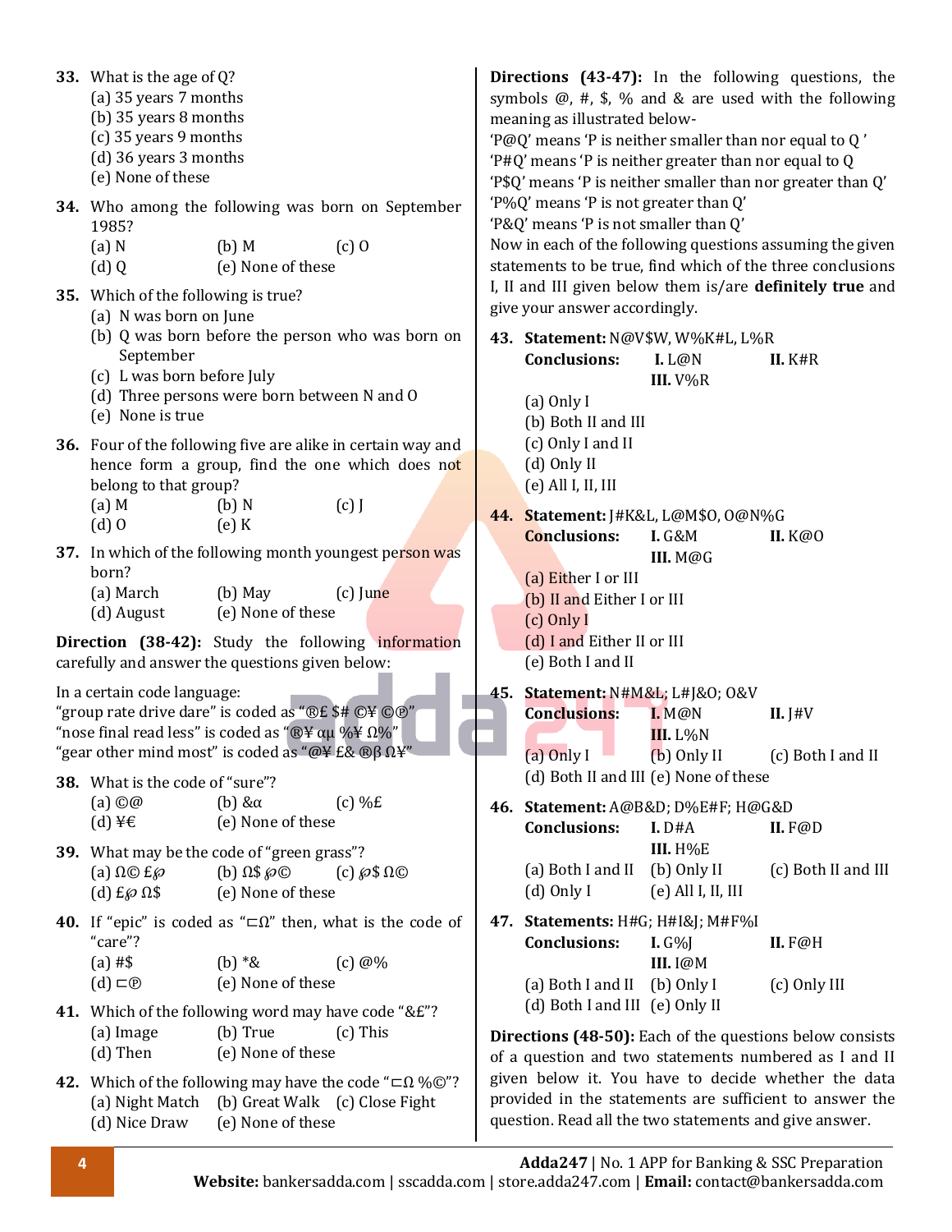**33.** What is the age of Q?
(a) 35 years 7 months
(b) 35 years 8 months
(c) 35 years 9 months
(d) 36 years 3 months
(e) None of these

**34.** Who among the following was born on September 1985?
(a) N (b) M (c) O
(d) Q (e) None of these

**35.** Which of the following is true?
(a) N was born on June
(b) Q was born before the person who was born on September
(c) L was born before July
(d) Three persons were born between N and O
(e) None is true

**36.** Four of the following five are alike in certain way and hence form a group, find the one which does not belong to that group?
(a) M (b) N (c) J
(d) O (e) K

**37.** In which of the following month youngest person was born?
(a) March (b) May (c) June
(d) August (e) None of these

**Direction (38-42):** Study the following information carefully and answer the questions given below:

In a certain code language:
"group rate drive dare" is coded as "®£ $# ©¥ ©℗"
"nose final read less" is coded as "®¥ αμ %¥ Ω%"
"gear other mind most" is coded as "@¥ £& ®β Ω¥"

**38.** What is the code of "sure"?
(a) ©@ (b) &α (c) %£
(d) ¥€ (e) None of these

**39.** What may be the code of "green grass"?
(a) Ω© £℘ (b) Ω$ ℘© (c) ℘$ Ω©
(d) £℘ Ω$ (e) None of these

**40.** If "epic" is coded as "⊏Ω" then, what is the code of "care"?
(a) #$ (b) *& (c) @%
(d) ⊏℗ (e) None of these

**41.** Which of the following word may have code "&£"?
(a) Image (b) True (c) This
(d) Then (e) None of these

**42.** Which of the following may have the code "⊏Ω %©"?
(a) Night Match (b) Great Walk (c) Close Fight
(d) Nice Draw (e) None of these

**Directions (43-47):** In the following questions, the symbols @, #, $, % and & are used with the following meaning as illustrated below-
'P@Q' means 'P is neither smaller than nor equal to Q '
'P#Q' means 'P is neither greater than nor equal to Q
'P$Q' means 'P is neither smaller than nor greater than Q'
'P%Q' means 'P is not greater than Q'
'P&Q' means 'P is not smaller than Q'
Now in each of the following questions assuming the given statements to be true, find which of the three conclusions I, II and III given below them is/are **definitely true** and give your answer accordingly.

**43. Statement:** N@V$W, W%K#L, L%R
**Conclusions:** **I.** L@N **II.** K#R **III.** V%R
(a) Only I
(b) Both II and III
(c) Only I and II
(d) Only II
(e) All I, II, III

**44. Statement:** J#K&L, L@M$O, O@N%G
**Conclusions:** **I.** G&M **II.** K@O **III.** M@G
(a) Either I or III
(b) II and Either I or III
(c) Only I
(d) I and Either II or III
(e) Both I and II

**45. Statement:** N#M&L; L#J&O; O&V
**Conclusions:** **I.** M@N **II.** J#V **III.** L%N
(a) Only I (b) Only II (c) Both I and II
(d) Both II and III (e) None of these

**46. Statement:** A@B&D; D%E#F; H@G&D
**Conclusions:** **I.** D#A **II.** F@D **III.** H%E
(a) Both I and II (b) Only II (c) Both II and III
(d) Only I (e) All I, II, III

**47. Statements:** H#G; H#I&J; M#F%I
**Conclusions:** **I.** G%J **II.** F@H **III.** I@M
(a) Both I and II (b) Only I (c) Only III
(d) Both I and III (e) Only II

**Directions (48-50):** Each of the questions below consists of a question and two statements numbered as I and II given below it. You have to decide whether the data provided in the statements are sufficient to answer the question. Read all the two statements and give answer.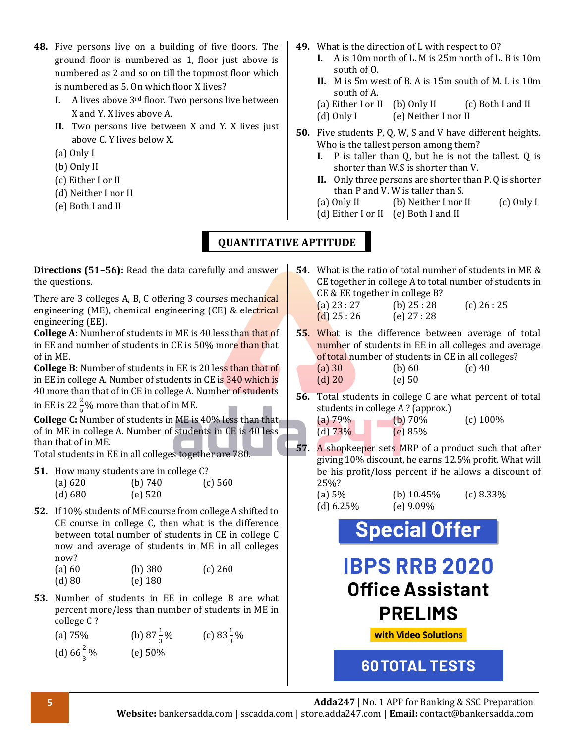**48.** Five persons live on a building of five floors. The ground floor is numbered as 1, floor just above is numbered as 2 and so on till the topmost floor which is numbered as 5. On which floor X lives?

**I.** A lives above 3rd floor. Two persons live between X and Y. X lives above A.

**II.** Two persons live between X and Y. X lives just above C. Y lives below X.

(a) Only I
(b) Only II
(c) Either I or II
(d) Neither I nor II
(e) Both I and II

**49.** What is the direction of L with respect to O?

**I.** A is 10m north of L. M is 25m north of L. B is 10m south of O.

**II.** M is 5m west of B. A is 15m south of M. L is 10m south of A.

(a) Either I or II (b) Only II (c) Both I and II
(d) Only I (e) Neither I nor II

**50.** Five students P, Q, W, S and V have different heights. Who is the tallest person among them?

**I.** P is taller than Q, but he is not the tallest. Q is shorter than W.S is shorter than V.

**II.** Only three persons are shorter than P. Q is shorter than P and V. W is taller than S.

(a) Only II (b) Neither I nor II (c) Only I
(d) Either I or II (e) Both I and II

## QUANTITATIVE APTITUDE

**Directions (51–56):** Read the data carefully and answer the questions.

There are 3 colleges A, B, C offering 3 courses mechanical engineering (ME), chemical engineering (CE) & electrical engineering (EE).

**College A:** Number of students in ME is 40 less than that of in EE and number of students in CE is 50% more than that of in ME.

**College B:** Number of students in EE is 20 less than that of in EE in college A. Number of students in CE is 340 which is 40 more than that of in CE in college A. Number of students in EE is $22\frac{2}{9}$% more than that of in ME.

**College C:** Number of students in ME is 40% less than that of in ME in college A. Number of students in CE is 40 less than that of in ME.

Total students in EE in all colleges together are 780.

**51.** How many students are in college C?
(a) 620 (b) 740 (c) 560
(d) 680 (e) 520

**52.** If 10% students of ME course from college A shifted to CE course in college C, then what is the difference between total number of students in CE in college C now and average of students in ME in all colleges now?
(a) 60 (b) 380 (c) 260
(d) 80 (e) 180

**53.** Number of students in EE in college B are what percent more/less than number of students in ME in college C ?
(a) 75% (b) $87\frac{1}{3}$% (c) $83\frac{1}{3}$%
(d) $66\frac{2}{3}$% (e) 50%

**54.** What is the ratio of total number of students in ME & CE together in college A to total number of students in CE & EE together in college B?
(a) 23 : 27 (b) 25 : 28 (c) 26 : 25
(d) 25 : 26 (e) 27 : 28

**55.** What is the difference between average of total number of students in EE in all colleges and average of total number of students in CE in all colleges?
(a) 30 (b) 60 (c) 40
(d) 20 (e) 50

**56.** Total students in college C are what percent of total students in college A ? (approx.)
(a) 79% (b) 70% (c) 100%
(d) 73% (e) 85%

**57.** A shopkeeper sets MRP of a product such that after giving 10% discount, he earns 12.5% profit. What will be his profit/loss percent if he allows a discount of 25%?
(a) 5% (b) 10.45% (c) 8.33%
(d) 6.25% (e) 9.09%

Special Offer

IBPS RRB 2020
Office Assistant
PRELIMS
with Video Solutions

60 TOTAL TESTS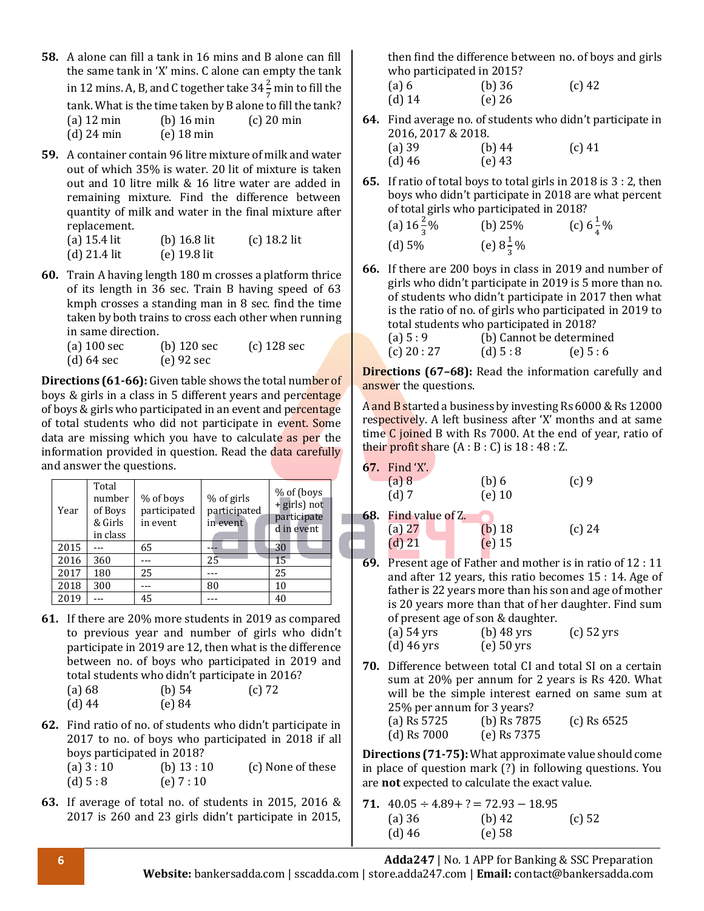**58.** A alone can fill a tank in 16 mins and B alone can fill the same tank in 'X' mins. C alone can empty the tank in 12 mins. A, B, and C together take $34\frac{2}{7}$ min to fill the tank. What is the time taken by B alone to fill the tank?

(a) 12 min (b) 16 min (c) 20 min
(d) 24 min (e) 18 min

**59.** A container contain 96 litre mixture of milk and water out of which 35% is water. 20 lit of mixture is taken out and 10 litre milk & 16 litre water are added in remaining mixture. Find the difference between quantity of milk and water in the final mixture after replacement.

(a) 15.4 lit (b) 16.8 lit (c) 18.2 lit
(d) 21.4 lit (e) 19.8 lit

**60.** Train A having length 180 m crosses a platform thrice of its length in 36 sec. Train B having speed of 63 kmph crosses a standing man in 8 sec. find the time taken by both trains to cross each other when running in same direction.

(a) 100 sec (b) 120 sec (c) 128 sec
(d) 64 sec (e) 92 sec

**Directions (61-66):** Given table shows the total number of boys & girls in a class in 5 different years and percentage of boys & girls who participated in an event and percentage of total students who did not participate in event. Some data are missing which you have to calculate as per the information provided in question. Read the data carefully and answer the questions.

| Year | Total number of Boys & Girls in class | % of boys participated in event | % of girls participated in event | % of (boys + girls) not participated in event |
|---|---|---|---|---|
| 2015 | --- | 65 | --- | 30 |
| 2016 | 360 | --- | 25 | 15 |
| 2017 | 180 | 25 | --- | 25 |
| 2018 | 300 | --- | 80 | 10 |
| 2019 | --- | 45 | --- | 40 |

**61.** If there are 20% more students in 2019 as compared to previous year and number of girls who didn't participate in 2019 are 12, then what is the difference between no. of boys who participated in 2019 and total students who didn't participate in 2016?

(a) 68 (b) 54 (c) 72
(d) 44 (e) 84

**62.** Find ratio of no. of students who didn't participate in 2017 to no. of boys who participated in 2018 if all boys participated in 2018?

(a) 3 : 10 (b) 13 : 10 (c) None of these
(d) 5 : 8 (e) 7 : 10

**63.** If average of total no. of students in 2015, 2016 & 2017 is 260 and 23 girls didn't participate in 2015, then find the difference between no. of boys and girls who participated in 2015?

(a) 6 (b) 36 (c) 42
(d) 14 (e) 26

**64.** Find average no. of students who didn't participate in 2016, 2017 & 2018.

(a) 39 (b) 44 (c) 41
(d) 46 (e) 43

**65.** If ratio of total boys to total girls in 2018 is 3 : 2, then boys who didn't participate in 2018 are what percent of total girls who participated in 2018?

(a) $16\frac{2}{3}$% (b) 25% (c) $6\frac{1}{4}$%
(d) 5% (e) $8\frac{1}{3}$%

**66.** If there are 200 boys in class in 2019 and number of girls who didn't participate in 2019 is 5 more than no. of students who didn't participate in 2017 then what is the ratio of no. of girls who participated in 2019 to total students who participated in 2018?

(a) 5 : 9 (b) Cannot be determined
(c) 20 : 27 (d) 5 : 8 (e) 5 : 6

**Directions (67–68):** Read the information carefully and answer the questions.

A and B started a business by investing Rs 6000 & Rs 12000 respectively. A left business after 'X' months and at same time C joined B with Rs 7000. At the end of year, ratio of their profit share (A : B : C) is 18 : 48 : Z.

**67.** Find 'X'.

(a) 8 (b) 6 (c) 9
(d) 7 (e) 10

**68.** Find value of Z.

(a) 27 (b) 18 (c) 24
(d) 21 (e) 15

**69.** Present age of Father and mother is in ratio of 12 : 11 and after 12 years, this ratio becomes 15 : 14. Age of father is 22 years more than his son and age of mother is 20 years more than that of her daughter. Find sum of present age of son & daughter.

(a) 54 yrs (b) 48 yrs (c) 52 yrs
(d) 46 yrs (e) 50 yrs

**70.** Difference between total CI and total SI on a certain sum at 20% per annum for 2 years is Rs 420. What will be the simple interest earned on same sum at 25% per annum for 3 years?

(a) Rs 5725 (b) Rs 7875 (c) Rs 6525
(d) Rs 7000 (e) Rs 7375

**Directions (71-75):** What approximate value should come in place of question mark (?) in following questions. You are **not** expected to calculate the exact value.

**71.** $40.05 \div 4.89 + ? = 72.93 - 18.95$

(a) 36 (b) 42 (c) 52
(d) 46 (e) 58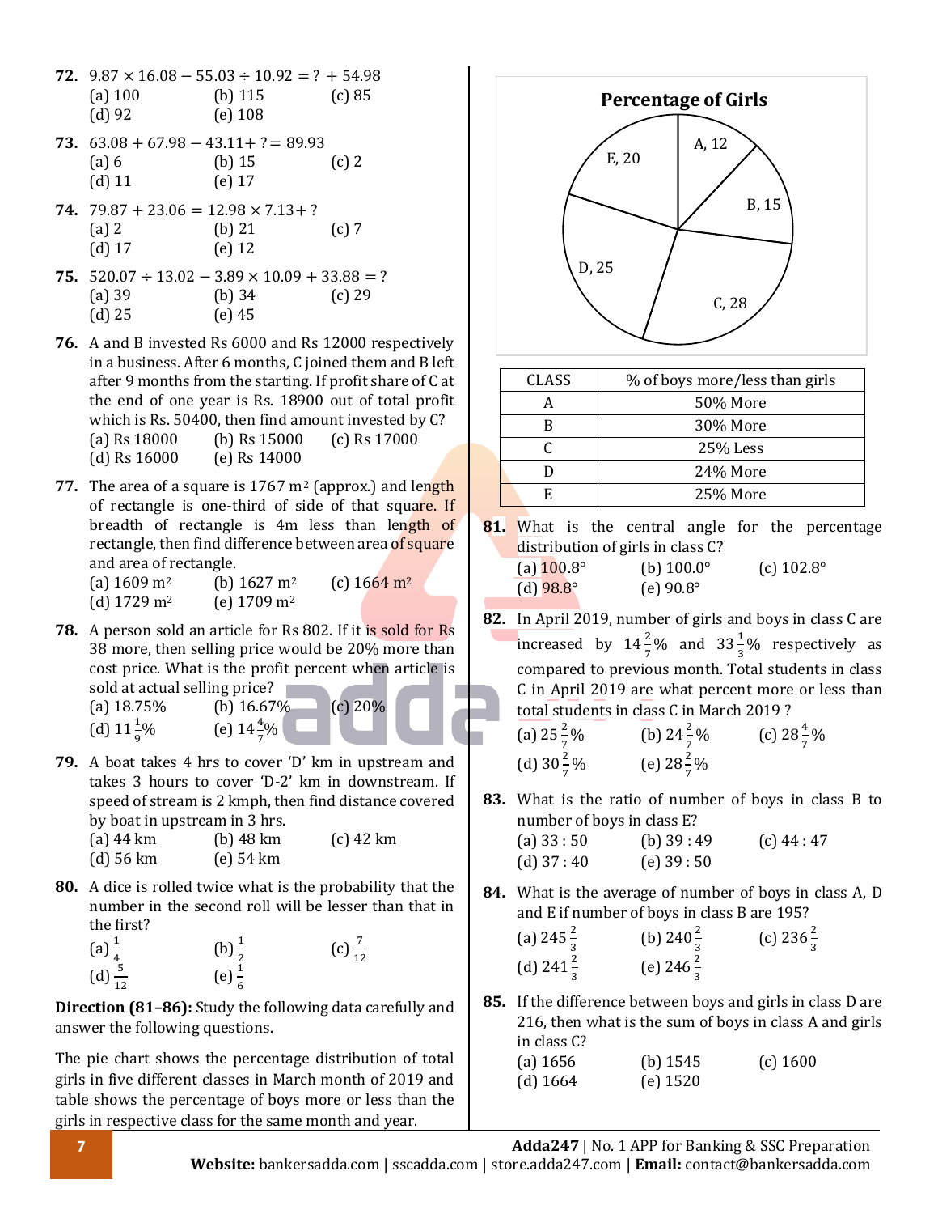**72.** $9.87 \times 16.08 - 55.03 \div 10.92 = ? + 54.98$
(a) 100 (b) 115 (c) 85
(d) 92 (e) 108

**73.** $63.08 + 67.98 - 43.11 + ? = 89.93$
(a) 6 (b) 15 (c) 2
(d) 11 (e) 17

**74.** $79.87 + 23.06 = 12.98 \times 7.13 + ?$
(a) 2 (b) 21 (c) 7
(d) 17 (e) 12

**75.** $520.07 \div 13.02 - 3.89 \times 10.09 + 33.88 = ?$
(a) 39 (b) 34 (c) 29
(d) 25 (e) 45

**76.** A and B invested Rs 6000 and Rs 12000 respectively in a business. After 6 months, C joined them and B left after 9 months from the starting. If profit share of C at the end of one year is Rs. 18900 out of total profit which is Rs. 50400, then find amount invested by C?
(a) Rs 18000 (b) Rs 15000 (c) Rs 17000
(d) Rs 16000 (e) Rs 14000

**77.** The area of a square is 1767 $m^2$ (approx.) and length of rectangle is one-third of side of that square. If breadth of rectangle is 4m less than length of rectangle, then find difference between area of square and area of rectangle.
(a) 1609 $m^2$ (b) 1627 $m^2$ (c) 1664 $m^2$
(d) 1729 $m^2$ (e) 1709 $m^2$

**78.** A person sold an article for Rs 802. If it is sold for Rs 38 more, then selling price would be 20% more than cost price. What is the profit percent when article is sold at actual selling price?
(a) 18.75% (b) 16.67% (c) 20%
(d) $11\frac{1}{9}$% (e) $14\frac{4}{7}$%

**79.** A boat takes 4 hrs to cover 'D' km in upstream and takes 3 hours to cover 'D-2' km in downstream. If speed of stream is 2 kmph, then find distance covered by boat in upstream in 3 hrs.
(a) 44 km (b) 48 km (c) 42 km
(d) 56 km (e) 54 km

**80.** A dice is rolled twice what is the probability that the number in the second roll will be lesser than that in the first?
(a) $\frac{1}{4}$ (b) $\frac{1}{2}$ (c) $\frac{7}{12}$
(d) $\frac{5}{12}$ (e) $\frac{1}{6}$

**Direction (81–86):** Study the following data carefully and answer the following questions.

The pie chart shows the percentage distribution of total girls in five different classes in March month of 2019 and table shows the percentage of boys more or less than the girls in respective class for the same month and year.

**Percentage of Girls**

| Class | % |
|---|---|
| A | 12 |
| B | 15 |
| C | 28 |
| D | 25 |
| E | 20 |

| CLASS | % of boys more/less than girls |
|---|---|
| A | 50% More |
| B | 30% More |
| C | 25% Less |
| D | 24% More |
| E | 25% More |

**81.** What is the central angle for the percentage distribution of girls in class C?
(a) 100.8° (b) 100.0° (c) 102.8°
(d) 98.8° (e) 90.8°

**82.** In April 2019, number of girls and boys in class C are increased by $14\frac{2}{7}$% and $33\frac{1}{3}$% respectively as compared to previous month. Total students in class C in April 2019 are what percent more or less than total students in class C in March 2019 ?
(a) $25\frac{2}{7}$% (b) $24\frac{2}{7}$% (c) $28\frac{4}{7}$%
(d) $30\frac{2}{7}$% (e) $28\frac{2}{7}$%

**83.** What is the ratio of number of boys in class B to number of boys in class E?
(a) 33 : 50 (b) 39 : 49 (c) 44 : 47
(d) 37 : 40 (e) 39 : 50

**84.** What is the average of number of boys in class A, D and E if number of boys in class B are 195?
(a) $245\frac{2}{3}$ (b) $240\frac{2}{3}$ (c) $236\frac{2}{3}$
(d) $241\frac{2}{3}$ (e) $246\frac{2}{3}$

**85.** If the difference between boys and girls in class D are 216, then what is the sum of boys in class A and girls in class C?
(a) 1656 (b) 1545 (c) 1600
(d) 1664 (e) 1520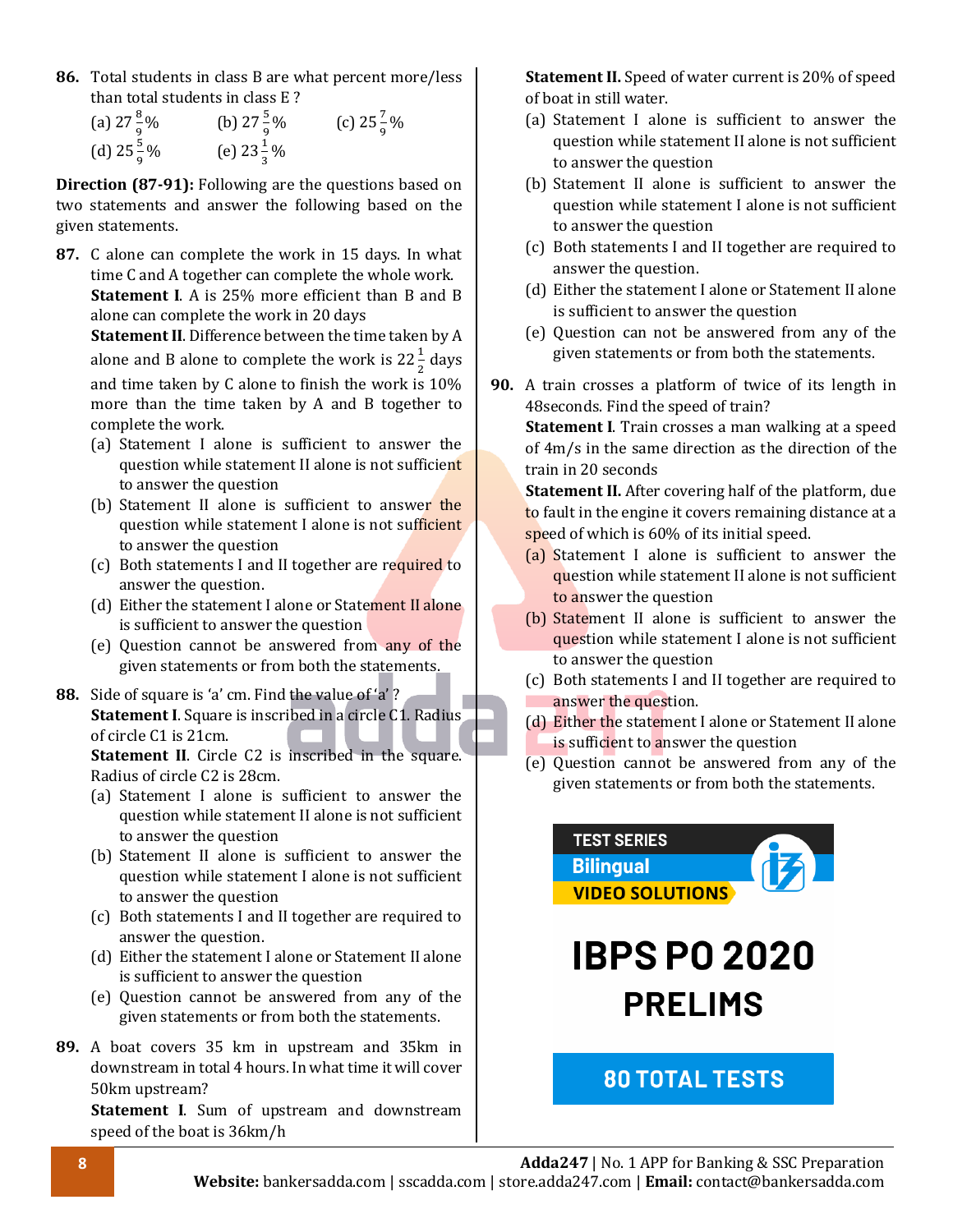**86.** Total students in class B are what percent more/less than total students in class E ?

(a) $27\frac{8}{9}\%$ (b) $27\frac{5}{9}\%$ (c) $25\frac{7}{9}\%$
(d) $25\frac{5}{9}\%$ (e) $23\frac{1}{3}\%$

**Direction (87-91):** Following are the questions based on two statements and answer the following based on the given statements.

**87.** C alone can complete the work in 15 days. In what time C and A together can complete the whole work.

**Statement I**. A is 25% more efficient than B and B alone can complete the work in 20 days

**Statement II**. Difference between the time taken by A alone and B alone to complete the work is $22\frac{1}{2}$ days and time taken by C alone to finish the work is 10% more than the time taken by A and B together to complete the work.

(a) Statement I alone is sufficient to answer the question while statement II alone is not sufficient to answer the question
(b) Statement II alone is sufficient to answer the question while statement I alone is not sufficient to answer the question
(c) Both statements I and II together are required to answer the question.
(d) Either the statement I alone or Statement II alone is sufficient to answer the question
(e) Question cannot be answered from any of the given statements or from both the statements.

**88.** Side of square is 'a' cm. Find the value of 'a' ?

**Statement I**. Square is inscribed in a circle C1. Radius of circle C1 is 21cm.

**Statement II**. Circle C2 is inscribed in the square. Radius of circle C2 is 28cm.

(a) Statement I alone is sufficient to answer the question while statement II alone is not sufficient to answer the question
(b) Statement II alone is sufficient to answer the question while statement I alone is not sufficient to answer the question
(c) Both statements I and II together are required to answer the question.
(d) Either the statement I alone or Statement II alone is sufficient to answer the question
(e) Question cannot be answered from any of the given statements or from both the statements.

**89.** A boat covers 35 km in upstream and 35km in downstream in total 4 hours. In what time it will cover 50km upstream?

**Statement I**. Sum of upstream and downstream speed of the boat is 36km/h

**Statement II.** Speed of water current is 20% of speed of boat in still water.

(a) Statement I alone is sufficient to answer the question while statement II alone is not sufficient to answer the question
(b) Statement II alone is sufficient to answer the question while statement I alone is not sufficient to answer the question
(c) Both statements I and II together are required to answer the question.
(d) Either the statement I alone or Statement II alone is sufficient to answer the question
(e) Question can not be answered from any of the given statements or from both the statements.

**90.** A train crosses a platform of twice of its length in 48seconds. Find the speed of train?

**Statement I**. Train crosses a man walking at a speed of 4m/s in the same direction as the direction of the train in 20 seconds

**Statement II.** After covering half of the platform, due to fault in the engine it covers remaining distance at a speed of which is 60% of its initial speed.

(a) Statement I alone is sufficient to answer the question while statement II alone is not sufficient to answer the question
(b) Statement II alone is sufficient to answer the question while statement I alone is not sufficient to answer the question
(c) Both statements I and II together are required to answer the question.
(d) Either the statement I alone or Statement II alone is sufficient to answer the question
(e) Question cannot be answered from any of the given statements or from both the statements.

TEST SERIES
Bilingual
VIDEO SOLUTIONS

IBPS PO 2020
PRELIMS

80 TOTAL TESTS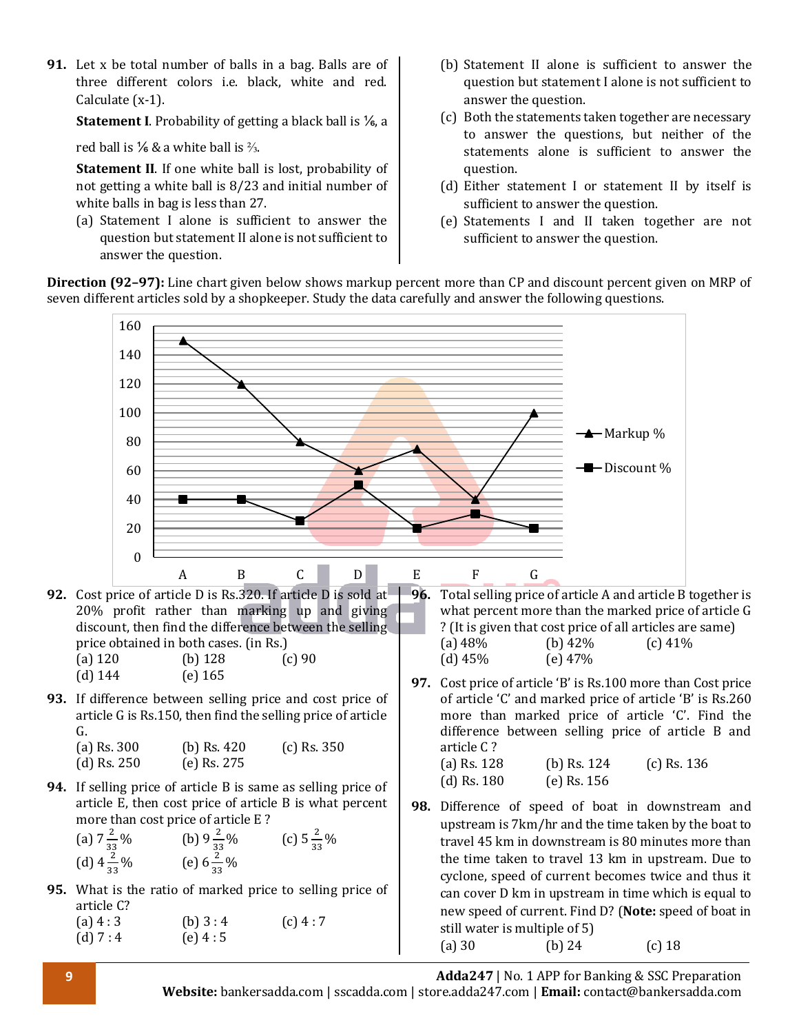**91.** Let x be total number of balls in a bag. Balls are of three different colors i.e. black, white and red. Calculate (x-1).

**Statement I**. Probability of getting a black ball is ⅙, a red ball is ⅙ & a white ball is ⅔.

**Statement II**. If one white ball is lost, probability of not getting a white ball is 8/23 and initial number of white balls in bag is less than 27.

(a) Statement I alone is sufficient to answer the question but statement II alone is not sufficient to answer the question.

(b) Statement II alone is sufficient to answer the question but statement I alone is not sufficient to answer the question.

(c) Both the statements taken together are necessary to answer the questions, but neither of the statements alone is sufficient to answer the question.

(d) Either statement I or statement II by itself is sufficient to answer the question.

(e) Statements I and II taken together are not sufficient to answer the question.

**Direction (92–97):** Line chart given below shows markup percent more than CP and discount percent given on MRP of seven different articles sold by a shopkeeper. Study the data carefully and answer the following questions.

| Article | Markup % | Discount % |
|---|---|---|
| A | 150 | 40 |
| B | 120 | 40 |
| C | 80 | 25 |
| D | 60 | 50 |
| E | 75 | 20 |
| F | 40 | 30 |
| G | 100 | 20 |

**92.** Cost price of article D is Rs.320. If article D is sold at 20% profit rather than marking up and giving discount, then find the difference between the selling price obtained in both cases. (in Rs.)

(a) 120 (b) 128 (c) 90
(d) 144 (e) 165

**93.** If difference between selling price and cost price of article G is Rs.150, then find the selling price of article G.

(a) Rs. 300 (b) Rs. 420 (c) Rs. 350
(d) Rs. 250 (e) Rs. 275

**94.** If selling price of article B is same as selling price of article E, then cost price of article B is what percent more than cost price of article E ?

(a) $7\frac{2}{33}\%$ (b) $9\frac{2}{33}\%$ (c) $5\frac{2}{33}\%$
(d) $4\frac{2}{33}\%$ (e) $6\frac{2}{33}\%$

**95.** What is the ratio of marked price to selling price of article C?

(a) 4 : 3 (b) 3 : 4 (c) 4 : 7
(d) 7 : 4 (e) 4 : 5

**96.** Total selling price of article A and article B together is what percent more than the marked price of article G ? (It is given that cost price of all articles are same)

(a) 48% (b) 42% (c) 41%
(d) 45% (e) 47%

**97.** Cost price of article 'B' is Rs.100 more than Cost price of article 'C' and marked price of article 'B' is Rs.260 more than marked price of article 'C'. Find the difference between selling price of article B and article C ?

(a) Rs. 128 (b) Rs. 124 (c) Rs. 136
(d) Rs. 180 (e) Rs. 156

**98.** Difference of speed of boat in downstream and upstream is 7km/hr and the time taken by the boat to travel 45 km in downstream is 80 minutes more than the time taken to travel 13 km in upstream. Due to cyclone, speed of current becomes twice and thus it can cover D km in upstream in time which is equal to new speed of current. Find D? (**Note:** speed of boat in still water is multiple of 5)

(a) 30 (b) 24 (c) 18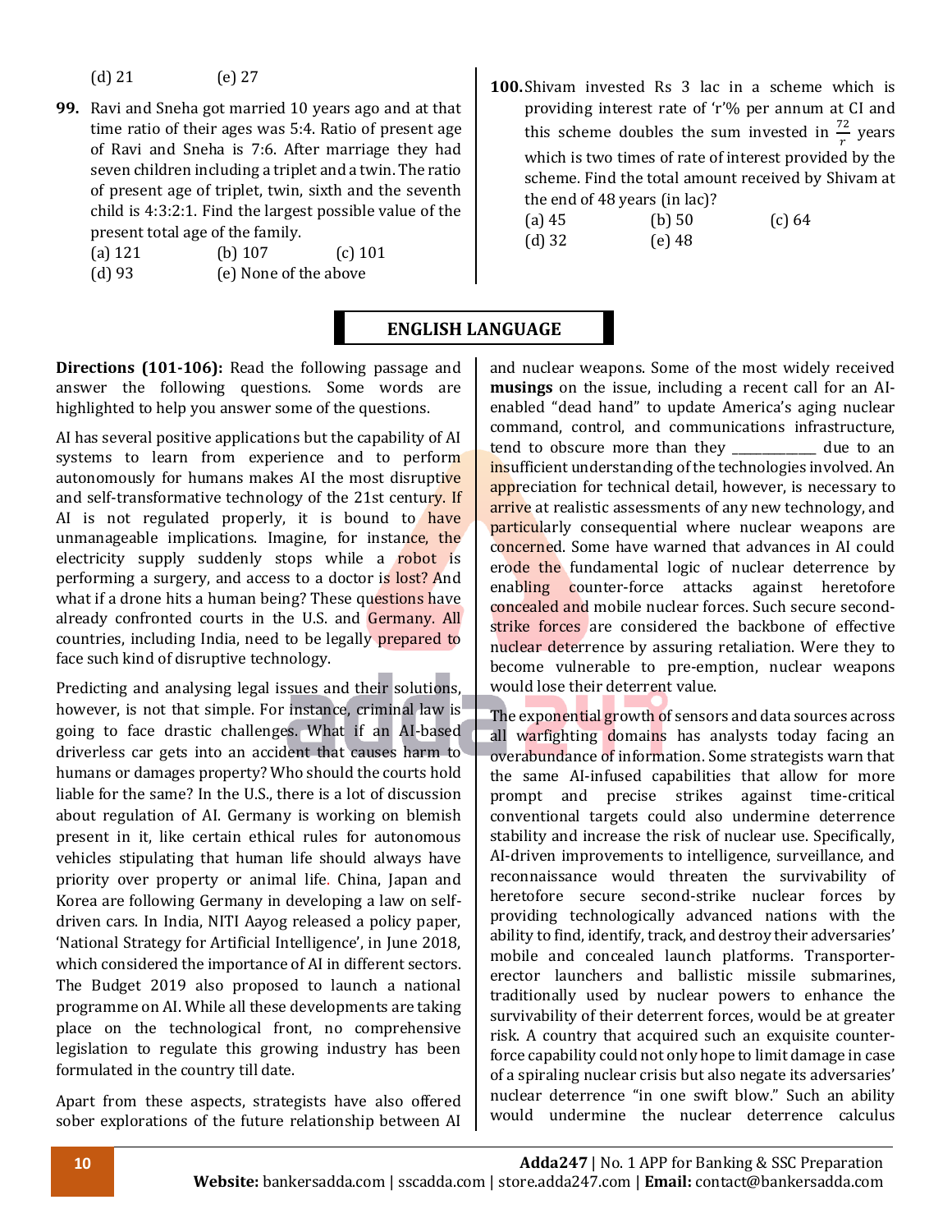(d) 21 (e) 27

**99.** Ravi and Sneha got married 10 years ago and at that time ratio of their ages was 5:4. Ratio of present age of Ravi and Sneha is 7:6. After marriage they had seven children including a triplet and a twin. The ratio of present age of triplet, twin, sixth and the seventh child is 4:3:2:1. Find the largest possible value of the present total age of the family.

(a) 121 (b) 107 (c) 101
(d) 93 (e) None of the above

**100.** Shivam invested Rs 3 lac in a scheme which is providing interest rate of 'r'% per annum at CI and this scheme doubles the sum invested in $\frac{72}{r}$ years which is two times of rate of interest provided by the scheme. Find the total amount received by Shivam at the end of 48 years (in lac)?

(a) 45 (b) 50 (c) 64
(d) 32 (e) 48

## ENGLISH LANGUAGE

**Directions (101-106):** Read the following passage and answer the following questions. Some words are highlighted to help you answer some of the questions.

AI has several positive applications but the capability of AI systems to learn from experience and to perform autonomously for humans makes AI the most disruptive and self-transformative technology of the 21st century. If AI is not regulated properly, it is bound to have unmanageable implications. Imagine, for instance, the electricity supply suddenly stops while a robot is performing a surgery, and access to a doctor is lost? And what if a drone hits a human being? These questions have already confronted courts in the U.S. and Germany. All countries, including India, need to be legally prepared to face such kind of disruptive technology.

Predicting and analysing legal issues and their solutions, however, is not that simple. For instance, criminal law is going to face drastic challenges. What if an AI-based driverless car gets into an accident that causes harm to humans or damages property? Who should the courts hold liable for the same? In the U.S., there is a lot of discussion about regulation of AI. Germany is working on blemish present in it, like certain ethical rules for autonomous vehicles stipulating that human life should always have priority over property or animal life. China, Japan and Korea are following Germany in developing a law on self-driven cars. In India, NITI Aayog released a policy paper, 'National Strategy for Artificial Intelligence', in June 2018, which considered the importance of AI in different sectors. The Budget 2019 also proposed to launch a national programme on AI. While all these developments are taking place on the technological front, no comprehensive legislation to regulate this growing industry has been formulated in the country till date.

Apart from these aspects, strategists have also offered sober explorations of the future relationship between AI and nuclear weapons. Some of the most widely received **musings** on the issue, including a recent call for an AI-enabled "dead hand" to update America's aging nuclear command, control, and communications infrastructure, tend to obscure more than they _____________ due to an insufficient understanding of the technologies involved. An appreciation for technical detail, however, is necessary to arrive at realistic assessments of any new technology, and particularly consequential where nuclear weapons are concerned. Some have warned that advances in AI could erode the fundamental logic of nuclear deterrence by enabling counter-force attacks against heretofore concealed and mobile nuclear forces. Such secure second-strike forces are considered the backbone of effective nuclear deterrence by assuring retaliation. Were they to become vulnerable to pre-emption, nuclear weapons would lose their deterrent value.

The exponential growth of sensors and data sources across all warfighting domains has analysts today facing an overabundance of information. Some strategists warn that the same AI-infused capabilities that allow for more prompt and precise strikes against time-critical conventional targets could also undermine deterrence stability and increase the risk of nuclear use. Specifically, AI-driven improvements to intelligence, surveillance, and reconnaissance would threaten the survivability of heretofore secure second-strike nuclear forces by providing technologically advanced nations with the ability to find, identify, track, and destroy their adversaries' mobile and concealed launch platforms. Transporter-erector launchers and ballistic missile submarines, traditionally used by nuclear powers to enhance the survivability of their deterrent forces, would be at greater risk. A country that acquired such an exquisite counter-force capability could not only hope to limit damage in case of a spiraling nuclear crisis but also negate its adversaries' nuclear deterrence "in one swift blow." Such an ability would undermine the nuclear deterrence calculus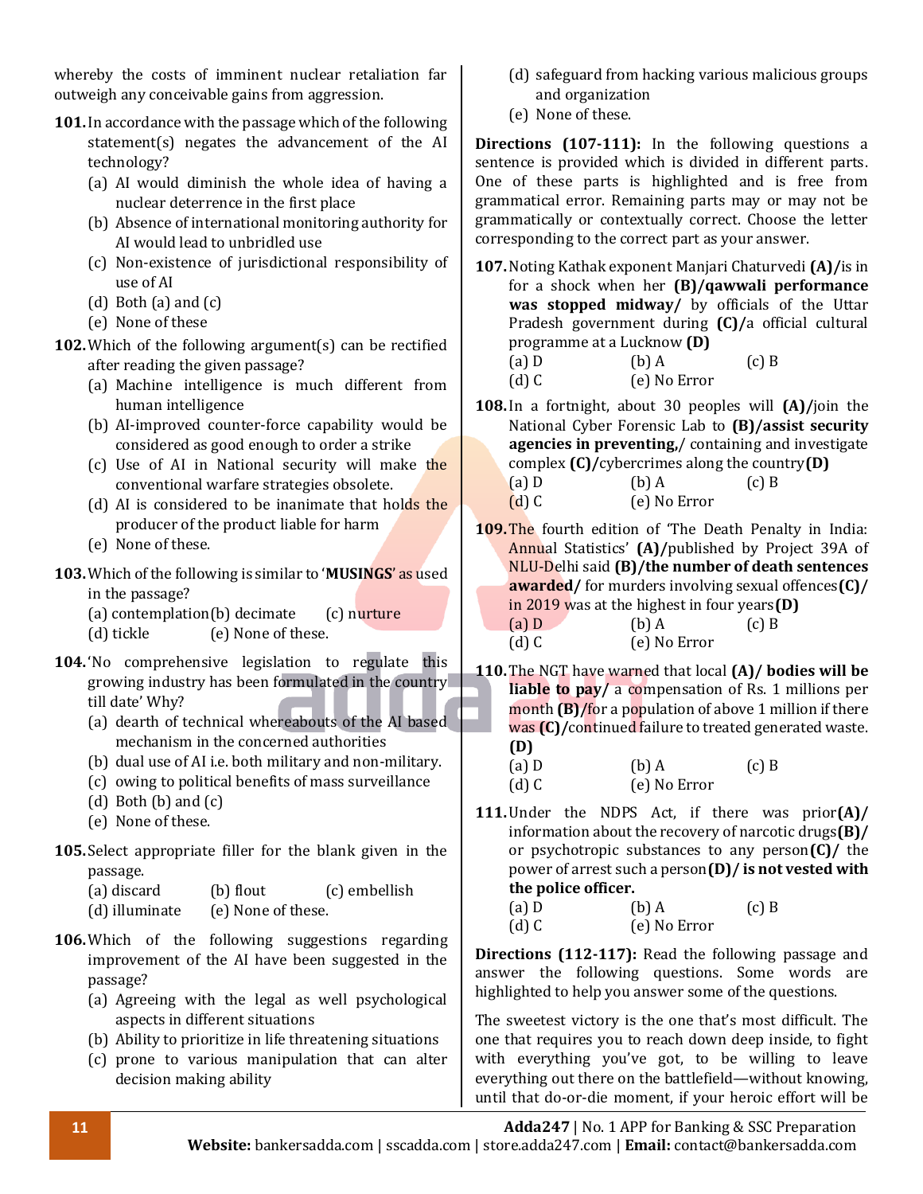whereby the costs of imminent nuclear retaliation far outweigh any conceivable gains from aggression.

**101.** In accordance with the passage which of the following statement(s) negates the advancement of the AI technology?
(a) AI would diminish the whole idea of having a nuclear deterrence in the first place
(b) Absence of international monitoring authority for AI would lead to unbridled use
(c) Non-existence of jurisdictional responsibility of use of AI
(d) Both (a) and (c)
(e) None of these

**102.** Which of the following argument(s) can be rectified after reading the given passage?
(a) Machine intelligence is much different from human intelligence
(b) AI-improved counter-force capability would be considered as good enough to order a strike
(c) Use of AI in National security will make the conventional warfare strategies obsolete.
(d) AI is considered to be inanimate that holds the producer of the product liable for harm
(e) None of these.

**103.** Which of the following is similar to '**MUSINGS**' as used in the passage?
(a) contemplation (b) decimate (c) nurture
(d) tickle (e) None of these.

**104.** 'No comprehensive legislation to regulate this growing industry has been formulated in the country till date' Why?
(a) dearth of technical whereabouts of the AI based mechanism in the concerned authorities
(b) dual use of AI i.e. both military and non-military.
(c) owing to political benefits of mass surveillance
(d) Both (b) and (c)
(e) None of these.

**105.** Select appropriate filler for the blank given in the passage.
(a) discard (b) flout (c) embellish
(d) illuminate (e) None of these.

**106.** Which of the following suggestions regarding improvement of the AI have been suggested in the passage?
(a) Agreeing with the legal as well psychological aspects in different situations
(b) Ability to prioritize in life threatening situations
(c) prone to various manipulation that can alter decision making ability
(d) safeguard from hacking various malicious groups and organization
(e) None of these.

**Directions (107-111):** In the following questions a sentence is provided which is divided in different parts. One of these parts is highlighted and is free from grammatical error. Remaining parts may or may not be grammatically or contextually correct. Choose the letter corresponding to the correct part as your answer.

**107.** Noting Kathak exponent Manjari Chaturvedi **(A)/**is in for a shock when her **(B)/qawwali performance was stopped midway/** by officials of the Uttar Pradesh government during **(C)/**a official cultural programme at a Lucknow **(D)**
(a) D (b) A (c) B
(d) C (e) No Error

**108.** In a fortnight, about 30 peoples will **(A)/**join the National Cyber Forensic Lab to **(B)/assist security agencies in preventing,**/ containing and investigate complex **(C)/**cybercrimes along the country**(D)**
(a) D (b) A (c) B
(d) C (e) No Error

**109.** The fourth edition of 'The Death Penalty in India: Annual Statistics' **(A)/**published by Project 39A of NLU-Delhi said **(B)/the number of death sentences awarded/** for murders involving sexual offences**(C)/** in 2019 was at the highest in four years**(D)**
(a) D (b) A (c) B
(d) C (e) No Error

**110.** The NGT have warned that local **(A)/ bodies will be liable to pay/** a compensation of Rs. 1 millions per month **(B)/**for a population of above 1 million if there was **(C)/**continued failure to treated generated waste. **(D)**
(a) D (b) A (c) B
(d) C (e) No Error

**111.** Under the NDPS Act, if there was prior**(A)/** information about the recovery of narcotic drugs**(B)/** or psychotropic substances to any person**(C)/** the power of arrest such a person**(D)/ is not vested with the police officer.**
(a) D (b) A (c) B
(d) C (e) No Error

**Directions (112-117):** Read the following passage and answer the following questions. Some words are highlighted to help you answer some of the questions.

The sweetest victory is the one that's most difficult. The one that requires you to reach down deep inside, to fight with everything you've got, to be willing to leave everything out there on the battlefield—without knowing, until that do-or-die moment, if your heroic effort will be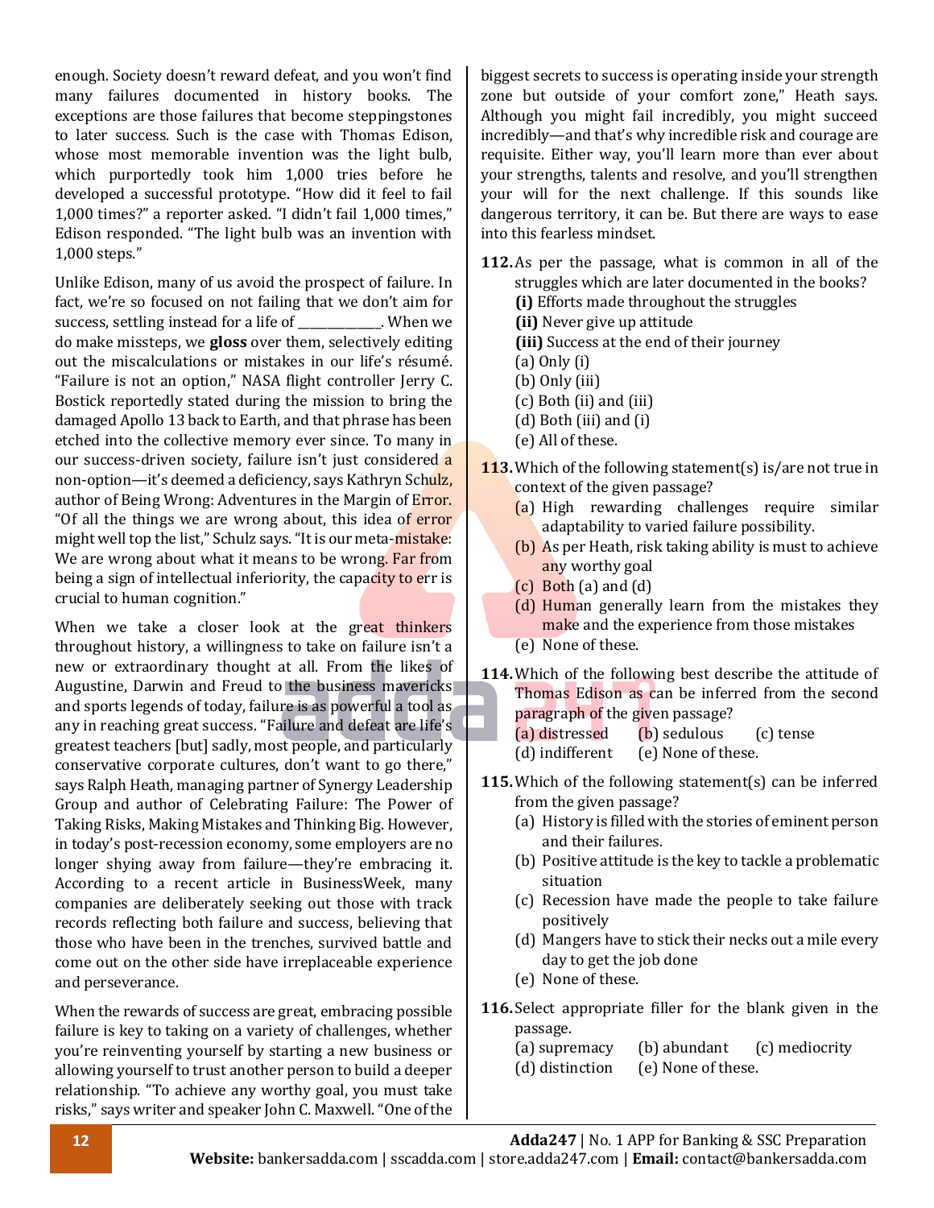enough. Society doesn't reward defeat, and you won't find many failures documented in history books. The exceptions are those failures that become steppingstones to later success. Such is the case with Thomas Edison, whose most memorable invention was the light bulb, which purportedly took him 1,000 tries before he developed a successful prototype. "How did it feel to fail 1,000 times?" a reporter asked. "I didn't fail 1,000 times," Edison responded. "The light bulb was an invention with 1,000 steps."

Unlike Edison, many of us avoid the prospect of failure. In fact, we're so focused on not failing that we don't aim for success, settling instead for a life of _____________. When we do make missteps, we **gloss** over them, selectively editing out the miscalculations or mistakes in our life's résumé. "Failure is not an option," NASA flight controller Jerry C. Bostick reportedly stated during the mission to bring the damaged Apollo 13 back to Earth, and that phrase has been etched into the collective memory ever since. To many in our success-driven society, failure isn't just considered a non-option—it's deemed a deficiency, says Kathryn Schulz, author of Being Wrong: Adventures in the Margin of Error. "Of all the things we are wrong about, this idea of error might well top the list," Schulz says. "It is our meta-mistake: We are wrong about what it means to be wrong. Far from being a sign of intellectual inferiority, the capacity to err is crucial to human cognition."

When we take a closer look at the great thinkers throughout history, a willingness to take on failure isn't a new or extraordinary thought at all. From the likes of Augustine, Darwin and Freud to the business mavericks and sports legends of today, failure is as powerful a tool as any in reaching great success. "Failure and defeat are life's greatest teachers [but] sadly, most people, and particularly conservative corporate cultures, don't want to go there," says Ralph Heath, managing partner of Synergy Leadership Group and author of Celebrating Failure: The Power of Taking Risks, Making Mistakes and Thinking Big. However, in today's post-recession economy, some employers are no longer shying away from failure—they're embracing it. According to a recent article in BusinessWeek, many companies are deliberately seeking out those with track records reflecting both failure and success, believing that those who have been in the trenches, survived battle and come out on the other side have irreplaceable experience and perseverance.

When the rewards of success are great, embracing possible failure is key to taking on a variety of challenges, whether you're reinventing yourself by starting a new business or allowing yourself to trust another person to build a deeper relationship. "To achieve any worthy goal, you must take risks," says writer and speaker John C. Maxwell. "One of the biggest secrets to success is operating inside your strength zone but outside of your comfort zone," Heath says. Although you might fail incredibly, you might succeed incredibly—and that's why incredible risk and courage are requisite. Either way, you'll learn more than ever about your strengths, talents and resolve, and you'll strengthen your will for the next challenge. If this sounds like dangerous territory, it can be. But there are ways to ease into this fearless mindset.

**112.** As per the passage, what is common in all of the struggles which are later documented in the books?
**(i)** Efforts made throughout the struggles
**(ii)** Never give up attitude
**(iii)** Success at the end of their journey
(a) Only (i)
(b) Only (iii)
(c) Both (ii) and (iii)
(d) Both (iii) and (i)
(e) All of these.

**113.** Which of the following statement(s) is/are not true in context of the given passage?
(a) High rewarding challenges require similar adaptability to varied failure possibility.
(b) As per Heath, risk taking ability is must to achieve any worthy goal
(c) Both (a) and (d)
(d) Human generally learn from the mistakes they make and the experience from those mistakes
(e) None of these.

**114.** Which of the following best describe the attitude of Thomas Edison as can be inferred from the second paragraph of the given passage?
(a) distressed (b) sedulous (c) tense
(d) indifferent (e) None of these.

**115.** Which of the following statement(s) can be inferred from the given passage?
(a) History is filled with the stories of eminent person and their failures.
(b) Positive attitude is the key to tackle a problematic situation
(c) Recession have made the people to take failure positively
(d) Mangers have to stick their necks out a mile every day to get the job done
(e) None of these.

**116.** Select appropriate filler for the blank given in the passage.
(a) supremacy (b) abundant (c) mediocrity
(d) distinction (e) None of these.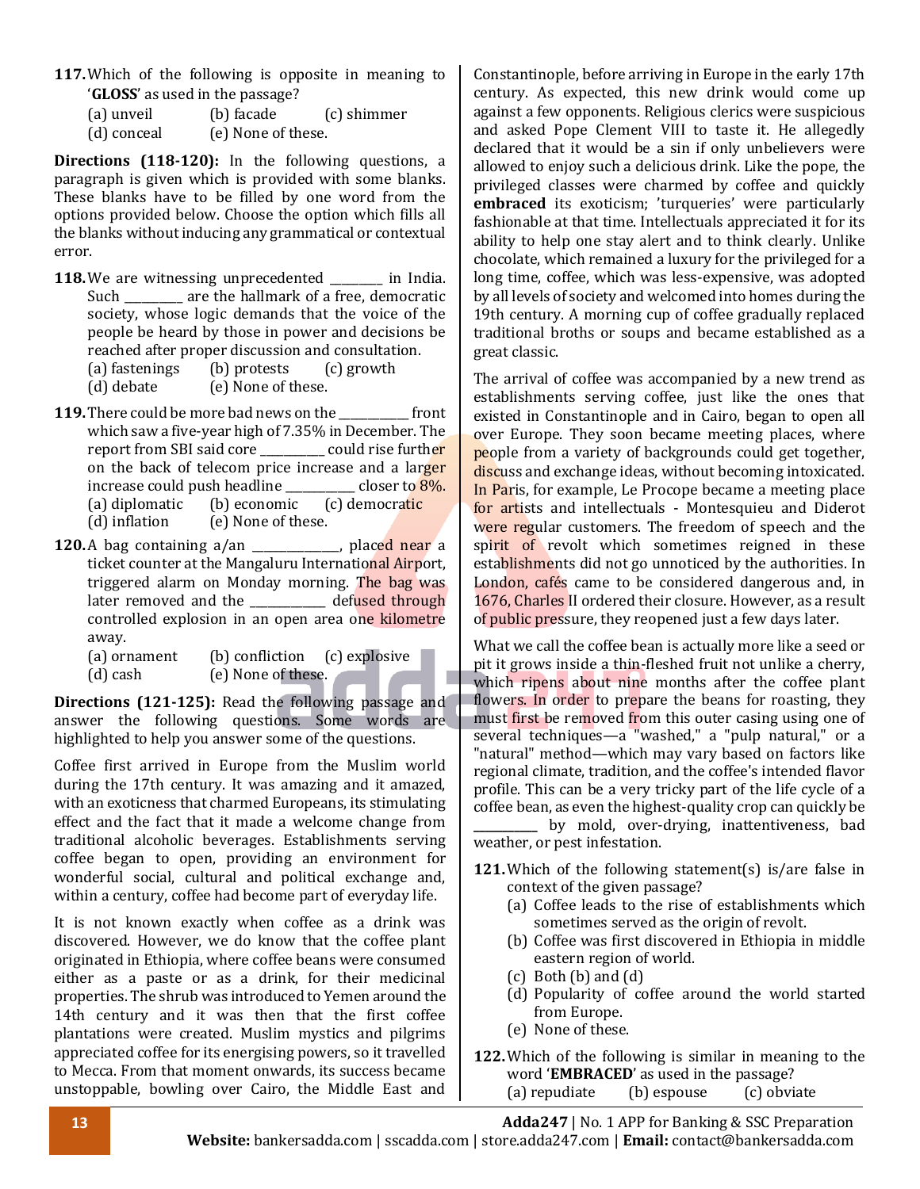**117.** Which of the following is opposite in meaning to '**GLOSS**' as used in the passage?

(a) unveil (b) facade (c) shimmer
(d) conceal (e) None of these.

**Directions (118-120):** In the following questions, a paragraph is given which is provided with some blanks. These blanks have to be filled by one word from the options provided below. Choose the option which fills all the blanks without inducing any grammatical or contextual error.

**118.** We are witnessing unprecedented _________ in India. Such __________ are the hallmark of a free, democratic society, whose logic demands that the voice of the people be heard by those in power and decisions be reached after proper discussion and consultation.

(a) fastenings (b) protests (c) growth
(d) debate (e) None of these.

**119.** There could be more bad news on the ___________ front which saw a five-year high of 7.35% in December. The report from SBI said core __________ could rise further on the back of telecom price increase and a larger increase could push headline ___________ closer to 8%.

(a) diplomatic (b) economic (c) democratic
(d) inflation (e) None of these.

**120.** A bag containing a/an ______________, placed near a ticket counter at the Mangaluru International Airport, triggered alarm on Monday morning. The bag was later removed and the ____________ defused through controlled explosion in an open area one kilometre away.

(a) ornament (b) confliction (c) explosive
(d) cash (e) None of these.

**Directions (121-125):** Read the following passage and answer the following questions. Some words are highlighted to help you answer some of the questions.

Coffee first arrived in Europe from the Muslim world during the 17th century. It was amazing and it amazed, with an exoticness that charmed Europeans, its stimulating effect and the fact that it made a welcome change from traditional alcoholic beverages. Establishments serving coffee began to open, providing an environment for wonderful social, cultural and political exchange and, within a century, coffee had become part of everyday life.

It is not known exactly when coffee as a drink was discovered. However, we do know that the coffee plant originated in Ethiopia, where coffee beans were consumed either as a paste or as a drink, for their medicinal properties. The shrub was introduced to Yemen around the 14th century and it was then that the first coffee plantations were created. Muslim mystics and pilgrims appreciated coffee for its energising powers, so it travelled to Mecca. From that moment onwards, its success became unstoppable, bowling over Cairo, the Middle East and Constantinople, before arriving in Europe in the early 17th century. As expected, this new drink would come up against a few opponents. Religious clerics were suspicious and asked Pope Clement VIII to taste it. He allegedly declared that it would be a sin if only unbelievers were allowed to enjoy such a delicious drink. Like the pope, the privileged classes were charmed by coffee and quickly **embraced** its exoticism; 'turqueries' were particularly fashionable at that time. Intellectuals appreciated it for its ability to help one stay alert and to think clearly. Unlike chocolate, which remained a luxury for the privileged for a long time, coffee, which was less-expensive, was adopted by all levels of society and welcomed into homes during the 19th century. A morning cup of coffee gradually replaced traditional broths or soups and became established as a great classic.

The arrival of coffee was accompanied by a new trend as establishments serving coffee, just like the ones that existed in Constantinople and in Cairo, began to open all over Europe. They soon became meeting places, where people from a variety of backgrounds could get together, discuss and exchange ideas, without becoming intoxicated. In Paris, for example, Le Procope became a meeting place for artists and intellectuals - Montesquieu and Diderot were regular customers. The freedom of speech and the spirit of revolt which sometimes reigned in these establishments did not go unnoticed by the authorities. In London, cafés came to be considered dangerous and, in 1676, Charles II ordered their closure. However, as a result of public pressure, they reopened just a few days later.

What we call the coffee bean is actually more like a seed or pit it grows inside a thin-fleshed fruit not unlike a cherry, which ripens about nine months after the coffee plant flowers. In order to prepare the beans for roasting, they must first be removed from this outer casing using one of several techniques—a "washed," a "pulp natural," or a "natural" method—which may vary based on factors like regional climate, tradition, and the coffee's intended flavor profile. This can be a very tricky part of the life cycle of a coffee bean, as even the highest-quality crop can quickly be __________ by mold, over-drying, inattentiveness, bad weather, or pest infestation.

**121.** Which of the following statement(s) is/are false in context of the given passage?

(a) Coffee leads to the rise of establishments which sometimes served as the origin of revolt.
(b) Coffee was first discovered in Ethiopia in middle eastern region of world.
(c) Both (b) and (d)
(d) Popularity of coffee around the world started from Europe.
(e) None of these.

**122.** Which of the following is similar in meaning to the word '**EMBRACED**' as used in the passage?

(a) repudiate (b) espouse (c) obviate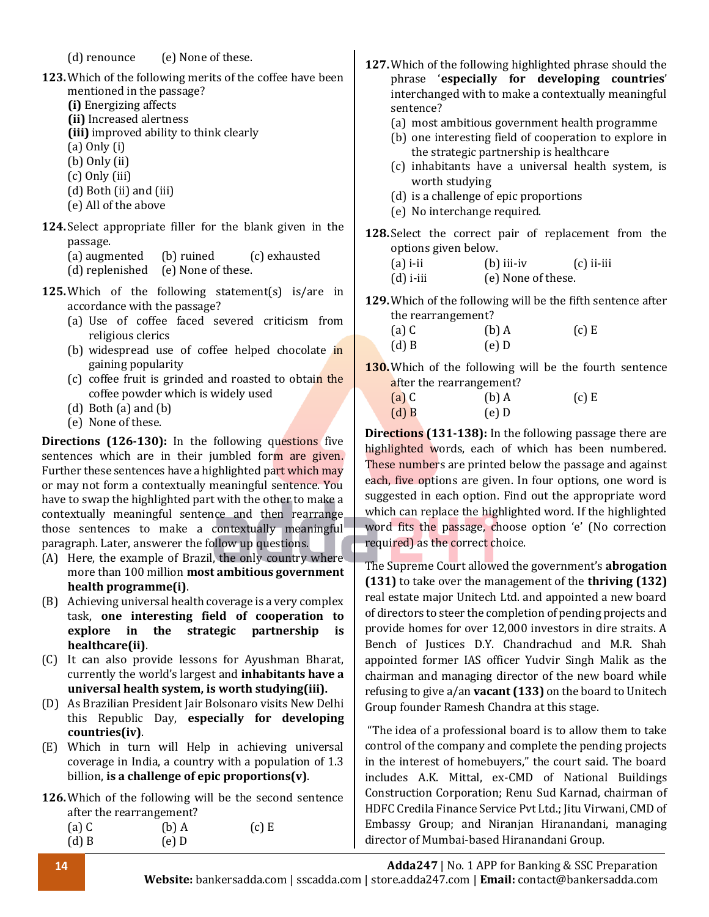(d) renounce (e) None of these.

**123.** Which of the following merits of the coffee have been mentioned in the passage?

**(i)** Energizing affects
**(ii)** Increased alertness
**(iii)** improved ability to think clearly

(a) Only (i)
(b) Only (ii)
(c) Only (iii)
(d) Both (ii) and (iii)
(e) All of the above

**124.** Select appropriate filler for the blank given in the passage.

(a) augmented (b) ruined (c) exhausted
(d) replenished (e) None of these.

**125.** Which of the following statement(s) is/are in accordance with the passage?

(a) Use of coffee faced severed criticism from religious clerics
(b) widespread use of coffee helped chocolate in gaining popularity
(c) coffee fruit is grinded and roasted to obtain the coffee powder which is widely used
(d) Both (a) and (b)
(e) None of these.

**Directions (126-130):** In the following questions five sentences which are in their jumbled form are given. Further these sentences have a highlighted part which may or may not form a contextually meaningful sentence. You have to swap the highlighted part with the other to make a contextually meaningful sentence and then rearrange those sentences to make a contextually meaningful paragraph. Later, answerer the follow up questions.

(A) Here, the example of Brazil, the only country where more than 100 million **most ambitious government health programme(i)**.
(B) Achieving universal health coverage is a very complex task, **one interesting field of cooperation to explore in the strategic partnership is healthcare(ii)**.
(C) It can also provide lessons for Ayushman Bharat, currently the world's largest and **inhabitants have a universal health system, is worth studying(iii).**
(D) As Brazilian President Jair Bolsonaro visits New Delhi this Republic Day, **especially for developing countries(iv)**.
(E) Which in turn will Help in achieving universal coverage in India, a country with a population of 1.3 billion, **is a challenge of epic proportions(v)**.

**126.** Which of the following will be the second sentence after the rearrangement?

(a) C (b) A (c) E
(d) B (e) D

**127.** Which of the following highlighted phrase should the phrase '**especially for developing countries**' interchanged with to make a contextually meaningful sentence?

(a) most ambitious government health programme
(b) one interesting field of cooperation to explore in the strategic partnership is healthcare
(c) inhabitants have a universal health system, is worth studying
(d) is a challenge of epic proportions
(e) No interchange required.

**128.** Select the correct pair of replacement from the options given below.

(a) i-ii (b) iii-iv (c) ii-iii
(d) i-iii (e) None of these.

**129.** Which of the following will be the fifth sentence after the rearrangement?

(a) C (b) A (c) E
(d) B (e) D

**130.** Which of the following will be the fourth sentence after the rearrangement?

(a) C (b) A (c) E
(d) B (e) D

**Directions (131-138):** In the following passage there are highlighted words, each of which has been numbered. These numbers are printed below the passage and against each, five options are given. In four options, one word is suggested in each option. Find out the appropriate word which can replace the highlighted word. If the highlighted word fits the passage, choose option 'e' (No correction required) as the correct choice.

The Supreme Court allowed the government's **abrogation (131)** to take over the management of the **thriving (132)** real estate major Unitech Ltd. and appointed a new board of directors to steer the completion of pending projects and provide homes for over 12,000 investors in dire straits. A Bench of Justices D.Y. Chandrachud and M.R. Shah appointed former IAS officer Yudvir Singh Malik as the chairman and managing director of the new board while refusing to give a/an **vacant (133)** on the board to Unitech Group founder Ramesh Chandra at this stage.

"The idea of a professional board is to allow them to take control of the company and complete the pending projects in the interest of homebuyers," the court said. The board includes A.K. Mittal, ex-CMD of National Buildings Construction Corporation; Renu Sud Karnad, chairman of HDFC Credila Finance Service Pvt Ltd.; Jitu Virwani, CMD of Embassy Group; and Niranjan Hiranandani, managing director of Mumbai-based Hiranandani Group.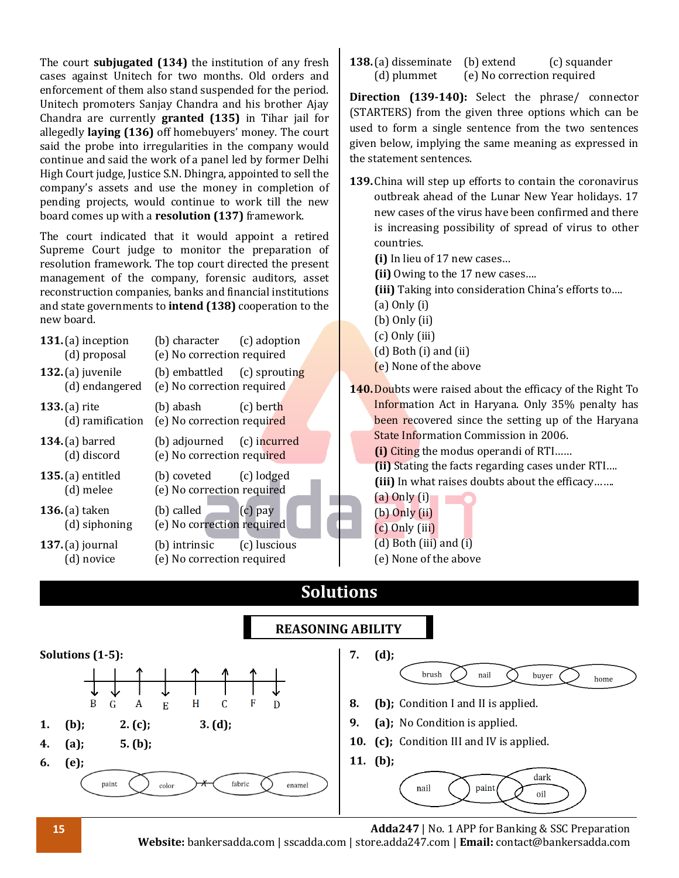The court **subjugated (134)** the institution of any fresh cases against Unitech for two months. Old orders and enforcement of them also stand suspended for the period. Unitech promoters Sanjay Chandra and his brother Ajay Chandra are currently **granted (135)** in Tihar jail for allegedly **laying (136)** off homebuyers' money. The court said the probe into irregularities in the company would continue and said the work of a panel led by former Delhi High Court judge, Justice S.N. Dhingra, appointed to sell the company's assets and use the money in completion of pending projects, would continue to work till the new board comes up with a **resolution (137)** framework.

The court indicated that it would appoint a retired Supreme Court judge to monitor the preparation of resolution framework. The top court directed the present management of the company, forensic auditors, asset reconstruction companies, banks and financial institutions and state governments to **intend (138)** cooperation to the new board.

**131.** (a) inception (b) character (c) adoption (d) proposal (e) No correction required

**132.** (a) juvenile (b) embattled (c) sprouting (d) endangered (e) No correction required

**133.** (a) rite (b) abash (c) berth (d) ramification (e) No correction required

**134.** (a) barred (b) adjourned (c) incurred (d) discord (e) No correction required

**135.** (a) entitled (b) coveted (c) lodged (d) melee (e) No correction required

**136.** (a) taken (b) called (c) pay (d) siphoning (e) No correction required

**137.** (a) journal (b) intrinsic (c) luscious (d) novice (e) No correction required

**138.** (a) disseminate (b) extend (c) squander (d) plummet (e) No correction required

**Direction (139-140):** Select the phrase/ connector (STARTERS) from the given three options which can be used to form a single sentence from the two sentences given below, implying the same meaning as expressed in the statement sentences.

**139.** China will step up efforts to contain the coronavirus outbreak ahead of the Lunar New Year holidays. 17 new cases of the virus have been confirmed and there is increasing possibility of spread of virus to other countries.
**(i)** In lieu of 17 new cases…
**(ii)** Owing to the 17 new cases….
**(iii)** Taking into consideration China's efforts to….
(a) Only (i)
(b) Only (ii)
(c) Only (iii)
(d) Both (i) and (ii)
(e) None of the above

**140.** Doubts were raised about the efficacy of the Right To Information Act in Haryana. Only 35% penalty has been recovered since the setting up of the Haryana State Information Commission in 2006.
**(i)** Citing the modus operandi of RTI……
**(ii)** Stating the facts regarding cases under RTI….
**(iii)** In what raises doubts about the efficacy…….
(a) Only (i)
(b) Only (ii)
(c) Only (iii)
(d) Both (iii) and (i)
(e) None of the above

# Solutions

## REASONING ABILITY

**Solutions (1-5):**

B(↓) G(↓) A(↑) E(↓) H(↑) C(↑) F(↑) D(↓)

**1.** **(b);** **2. (c);** **3. (d);**
**4.** **(a);** **5. (b);**
**6.** **(e);**

paint – color ✗ fabric – enamel

**7.** **(d);**

brush – nail – buyer – home

**8.** **(b);** Condition I and II is applied.
**9.** **(a);** No Condition is applied.
**10.** **(c);** Condition III and IV is applied.
**11.** **(b);**

nail – paint – dark (oil)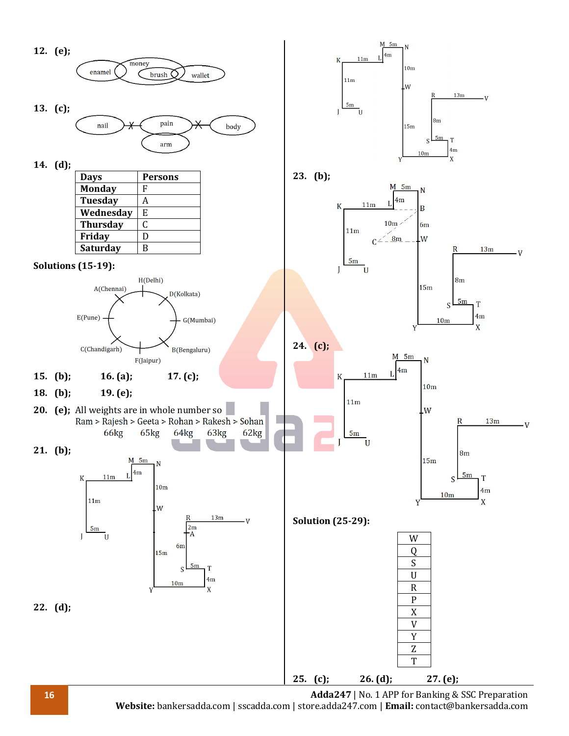12. (e);

13. (c);

14. (d);

| Days | Persons |
|---|---|
| Monday | F |
| Tuesday | A |
| Wednesday | E |
| Thursday | C |
| Friday | D |
| Saturday | B |

**Solutions (15-19):**

15. (b); 16. (a); 17. (c);

18. (b); 19. (e);

20. (e); All weights are in whole number so

Ram > Rajesh > Geeta > Rohan > Rakesh > Sohan

66kg 65kg 64kg 63kg 62kg

21. (b);

22. (d);

23. (b);

24. (c);

**Solution (25-29):**

| W |
|---|
| Q |
| S |
| U |
| R |
| P |
| X |
| V |
| Y |
| Z |
| T |

25. (c); 26. (d); 27. (e);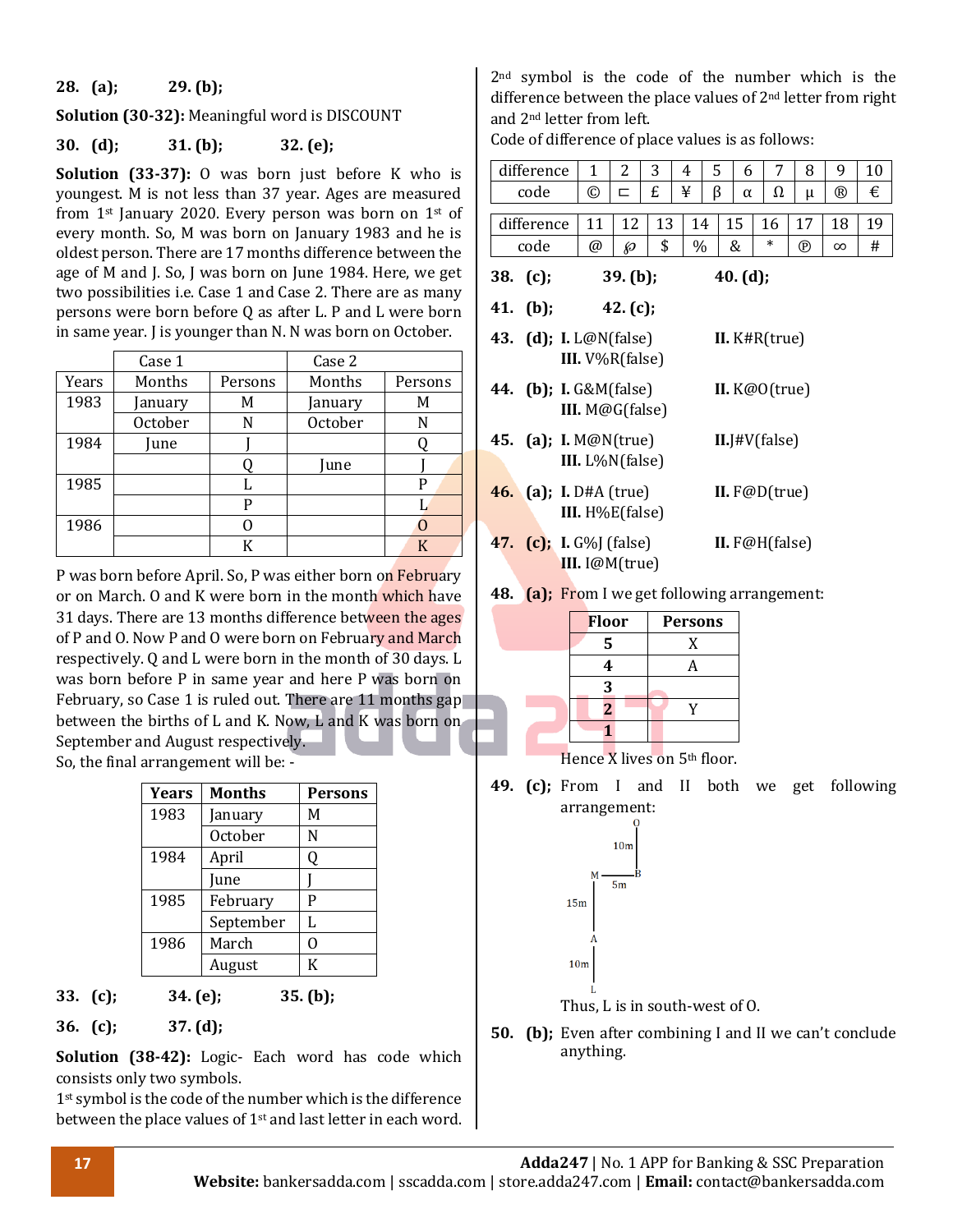**28. (a); 29. (b);**

**Solution (30-32):** Meaningful word is DISCOUNT

**30. (d); 31. (b); 32. (e);**

**Solution (33-37):** O was born just before K who is youngest. M is not less than 37 year. Ages are measured from 1st January 2020. Every person was born on 1st of every month. So, M was born on January 1983 and he is oldest person. There are 17 months difference between the age of M and J. So, J was born on June 1984. Here, we get two possibilities i.e. Case 1 and Case 2. There are as many persons were born before Q as after L. P and L were born in same year. J is younger than N. N was born on October.

| | Case 1 | | Case 2 | |
|---|---|---|---|---|
| Years | Months | Persons | Months | Persons |
| 1983 | January | M | January | M |
| | October | N | October | N |
| 1984 | June | J | | Q |
| | | Q | June | J |
| 1985 | | L | | P |
| | | P | | L |
| 1986 | | O | | O |
| | | K | | K |

P was born before April. So, P was either born on February or on March. O and K were born in the month which have 31 days. There are 13 months difference between the ages of P and O. Now P and O were born on February and March respectively. Q and L were born in the month of 30 days. L was born before P in same year and here P was born on February, so Case 1 is ruled out. There are 11 months gap between the births of L and K. Now, L and K was born on September and August respectively.
So, the final arrangement will be: -

| Years | Months | Persons |
|---|---|---|
| 1983 | January | M |
| | October | N |
| 1984 | April | Q |
| | June | J |
| 1985 | February | P |
| | September | L |
| 1986 | March | O |
| | August | K |

**33. (c); 34. (e); 35. (b);**

**36. (c); 37. (d);**

**Solution (38-42):** Logic- Each word has code which consists only two symbols.
1st symbol is the code of the number which is the difference between the place values of 1st and last letter in each word.
2nd symbol is the code of the number which is the difference between the place values of 2nd letter from right and 2nd letter from left.
Code of difference of place values is as follows:

| difference | 1 | 2 | 3 | 4 | 5 | 6 | 7 | 8 | 9 | 10 |
|---|---|---|---|---|---|---|---|---|---|---|
| code | © | ⊏ | £ | ¥ | β | α | Ω | μ | ® | € |

| difference | 11 | 12 | 13 | 14 | 15 | 16 | 17 | 18 | 19 |
|---|---|---|---|---|---|---|---|---|---|
| code | @ | ℘ | $ | % | & | * | ℗ | ∞ | # |

**38. (c); 39. (b); 40. (d);**

**41. (b); 42. (c);**

**43. (d); I.** L@N(false) **II.** K#R(true) **III.** V%R(false)

**44. (b); I.** G&M(false) **II.** K@O(true) **III.** M@G(false)

**45. (a); I.** M@N(true) **II.**J#V(false) **III.** L%N(false)

**46. (a); I.** D#A (true) **II.** F@D(true) **III.** H%E(false)

**47. (c); I.** G%J (false) **II.** F@H(false) **III.** I@M(true)

**48. (a);** From I we get following arrangement:

| Floor | Persons |
|---|---|
| 5 | X |
| 4 | A |
| 3 | |
| 2 | Y |
| 1 | |

Hence X lives on 5th floor.

**49. (c);** From I and II both we get following arrangement:

O
10m
M — 5m — B
15m
A
10m
L

Thus, L is in south-west of O.

**50. (b);** Even after combining I and II we can't conclude anything.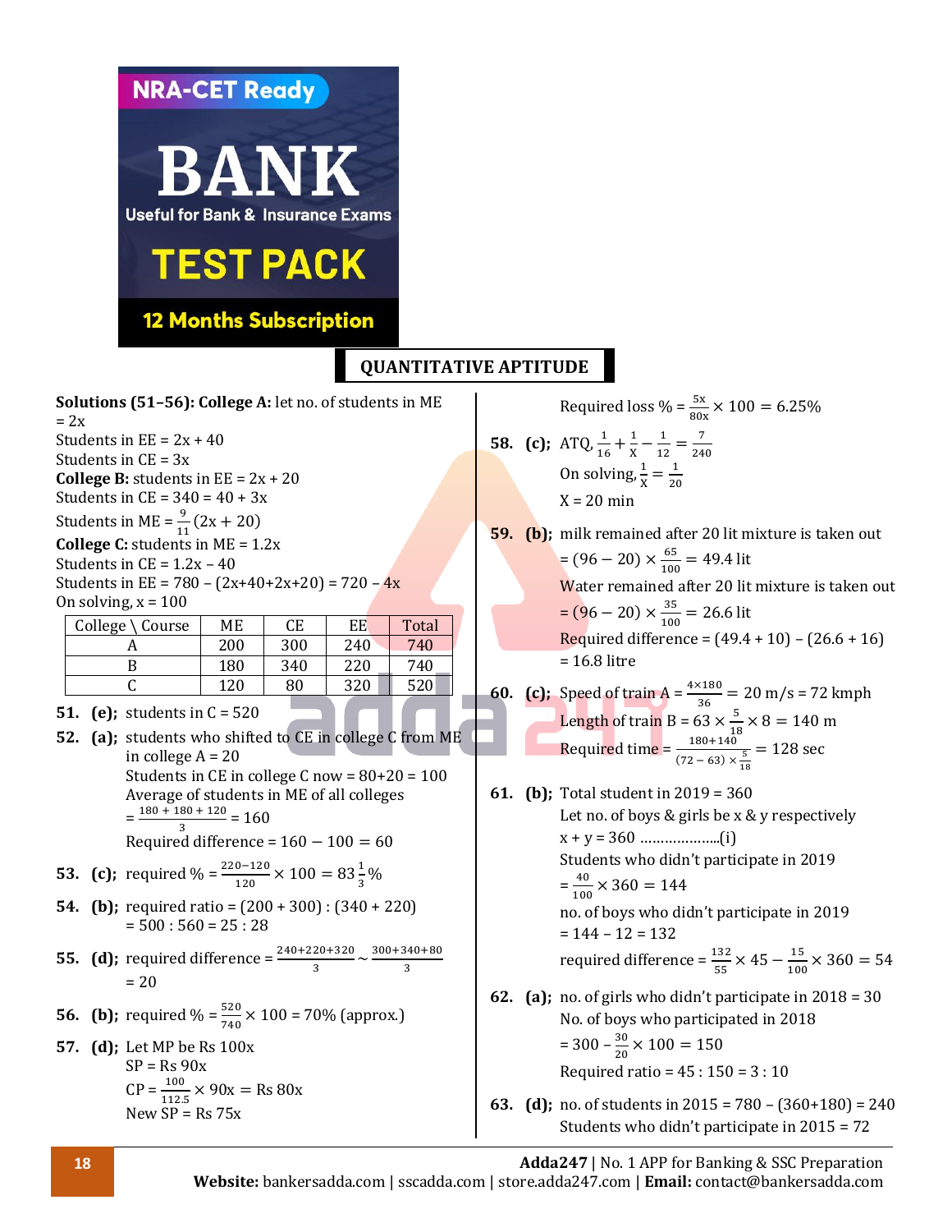## QUANTITATIVE APTITUDE

**Solutions (51–56): College A:** let no. of students in ME = 2x

Students in EE = 2x + 40

Students in CE = 3x

**College B:** students in EE = 2x + 20

Students in CE = 340 = 40 + 3x

Students in ME = $\frac{9}{11}(2x + 20)$

**College C:** students in ME = 1.2x

Students in CE = 1.2x – 40

Students in EE = 780 – (2x+40+2x+20) = 720 – 4x

On solving, x = 100

| College \ Course | ME | CE | EE | Total |
|---|---|---|---|---|
| A | 200 | 300 | 240 | 740 |
| B | 180 | 340 | 220 | 740 |
| C | 120 | 80 | 320 | 520 |

**51. (e);** students in C = 520

**52. (a);** students who shifted to CE in college C from ME in college A = 20

Students in CE in college C now = 80+20 = 100

Average of students in ME of all colleges

$= \frac{180 + 180 + 120}{3} = 160$

Required difference = 160 − 100 = 60

**53. (c);** required % = $\frac{220-120}{120} \times 100 = 83\frac{1}{3}\%$

**54. (b);** required ratio = (200 + 300) : (340 + 220)

= 500 : 560 = 25 : 28

**55. (d);** required difference = $\frac{240+220+320}{3} \sim \frac{300+340+80}{3}$

= 20

**56. (b);** required % = $\frac{520}{740} \times 100$ = 70% (approx.)

**57. (d);** Let MP be Rs 100x

SP = Rs 90x

CP = $\frac{100}{112.5} \times 90x$ = Rs 80x

New SP = Rs 75x

Required loss % = $\frac{5x}{80x} \times 100 = 6.25\%$

**58. (c);** ATQ, $\frac{1}{16} + \frac{1}{X} - \frac{1}{12} = \frac{7}{240}$

On solving, $\frac{1}{X} = \frac{1}{20}$

X = 20 min

**59. (b);** milk remained after 20 lit mixture is taken out

$= (96 - 20) \times \frac{65}{100} = 49.4$ lit

Water remained after 20 lit mixture is taken out

$= (96 - 20) \times \frac{35}{100} = 26.6$ lit

Required difference = (49.4 + 10) – (26.6 + 16)

= 16.8 litre

**60. (c);** Speed of train A = $\frac{4\times180}{36}$ = 20 m/s = 72 kmph

Length of train B = $63 \times \frac{5}{18} \times 8 = 140$ m

Required time = $\frac{180+140}{(72-63)\times\frac{5}{18}} = 128$ sec

**61. (b);** Total student in 2019 = 360

Let no. of boys & girls be x & y respectively

x + y = 360 ………………..(i)

Students who didn't participate in 2019

$= \frac{40}{100} \times 360 = 144$

no. of boys who didn't participate in 2019

= 144 – 12 = 132

required difference = $\frac{132}{55} \times 45 - \frac{15}{100} \times 360 = 54$

**62. (a);** no. of girls who didn't participate in 2018 = 30

No. of boys who participated in 2018

$= 300 - \frac{30}{20} \times 100 = 150$

Required ratio = 45 : 150 = 3 : 10

**63. (d);** no. of students in 2015 = 780 – (360+180) = 240

Students who didn't participate in 2015 = 72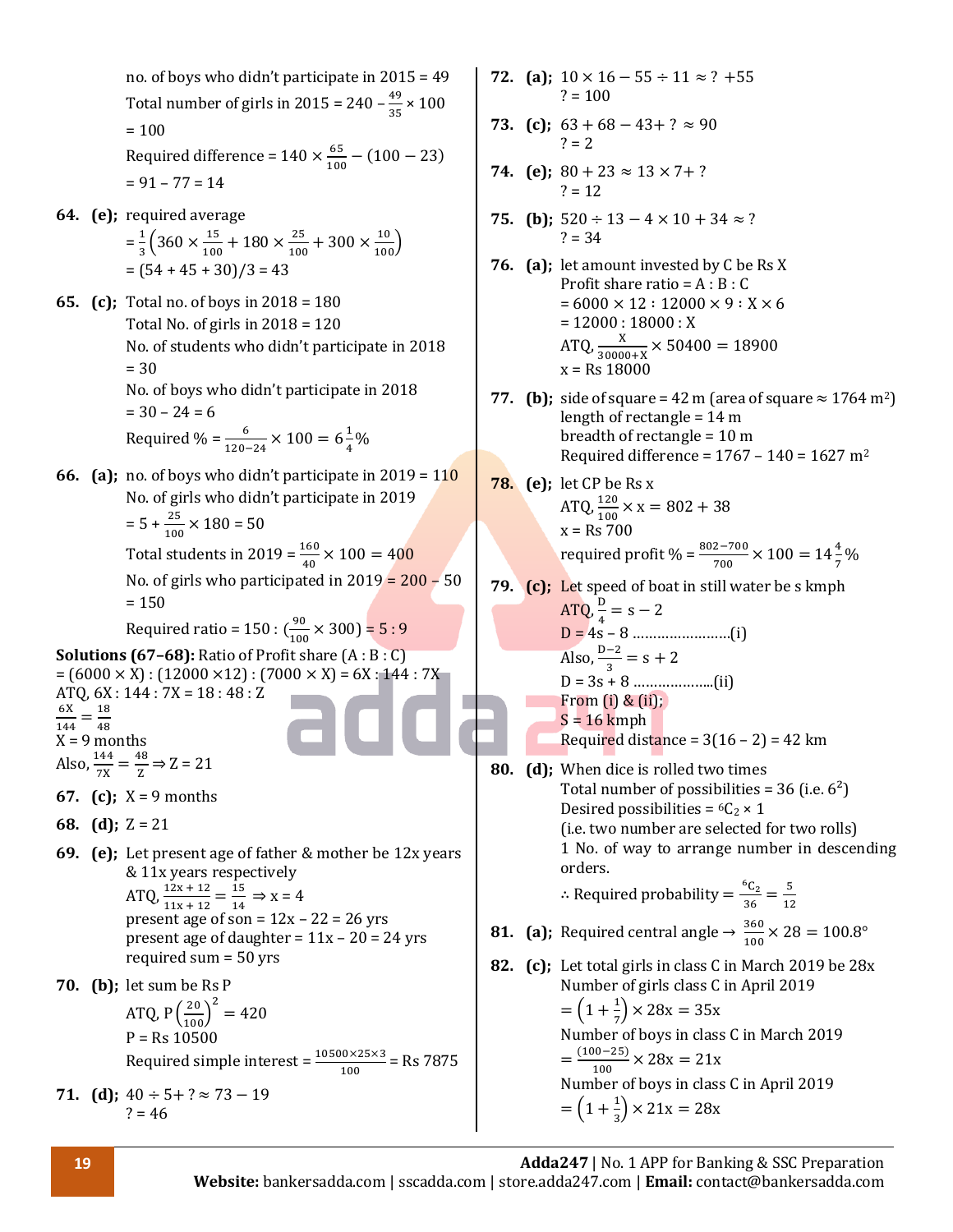no. of boys who didn't participate in 2015 = 49

Total number of girls in 2015 = 240 – $\frac{49}{35} \times 100$

= 100

Required difference = 140 × $\frac{65}{100}$ − (100 − 23)

= 91 – 77 = 14

**64. (e);** required average

= $\frac{1}{3}\left(360 \times \frac{15}{100} + 180 \times \frac{25}{100} + 300 \times \frac{10}{100}\right)$

= (54 + 45 + 30)/3 = 43

**65. (c);** Total no. of boys in 2018 = 180

Total No. of girls in 2018 = 120

No. of students who didn't participate in 2018 = 30

No. of boys who didn't participate in 2018 = 30 – 24 = 6

Required % = $\frac{6}{120-24} \times 100 = 6\frac{1}{4}\%$

**66. (a);** no. of boys who didn't participate in 2019 = 110

No. of girls who didn't participate in 2019

= 5 + $\frac{25}{100} \times 180$ = 50

Total students in 2019 = $\frac{160}{40} \times 100 = 400$

No. of girls who participated in 2019 = 200 – 50 = 150

Required ratio = 150 : ($\frac{90}{100} \times 300$) = 5 : 9

**Solutions (67–68):** Ratio of Profit share (A : B : C)

= (6000 × X) : (12000 ×12) : (7000 × X) = 6X : 144 : 7X

ATQ, 6X : 144 : 7X = 18 : 48 : Z

$\frac{6X}{144} = \frac{18}{48}$

X = 9 months

Also, $\frac{144}{7X} = \frac{48}{Z} \Rightarrow Z = 21$

**67. (c);** X = 9 months

**68. (d);** Z = 21

**69. (e);** Let present age of father & mother be 12x years & 11x years respectively

ATQ, $\frac{12x + 12}{11x + 12} = \frac{15}{14} \Rightarrow x = 4$

present age of son = 12x – 22 = 26 yrs

present age of daughter = 11x – 20 = 24 yrs

required sum = 50 yrs

**70. (b);** let sum be Rs P

ATQ, $P\left(\frac{20}{100}\right)^2 = 420$

P = Rs 10500

Required simple interest = $\frac{10500 \times 25 \times 3}{100}$ = Rs 7875

**71. (d);** 40 ÷ 5+ ? ≈ 73 − 19

? = 46

**72. (a);** 10 × 16 − 55 ÷ 11 ≈ ? +55

? = 100

**73. (c);** 63 + 68 − 43+ ? ≈ 90

? = 2

**74. (e);** 80 + 23 ≈ 13 × 7+ ?

? = 12

**75. (b);** 520 ÷ 13 − 4 × 10 + 34 ≈ ?

? = 34

**76. (a);** let amount invested by C be Rs X

Profit share ratio = A : B : C

= 6000 × 12 : 12000 × 9 : X × 6

= 12000 : 18000 : X

ATQ, $\frac{X}{30000+X} \times 50400 = 18900$

x = Rs 18000

**77. (b);** side of square = 42 m (area of square ≈ 1764 m²)

length of rectangle = 14 m

breadth of rectangle = 10 m

Required difference = 1767 – 140 = 1627 m²

**78. (e);** let CP be Rs x

ATQ, $\frac{120}{100} \times x = 802 + 38$

x = Rs 700

required profit % = $\frac{802-700}{700} \times 100 = 14\frac{4}{7}\%$

**79. (c);** Let speed of boat in still water be s kmph

ATQ, $\frac{D}{4} = s - 2$

D = 4s – 8 ……………………(i)

Also, $\frac{D-2}{3} = s + 2$

D = 3s + 8 ………………..(ii)

From (i) & (ii);

S = 16 kmph

Required distance = 3(16 – 2) = 42 km

**80. (d);** When dice is rolled two times

Total number of possibilities = 36 (i.e. $6^2$)

Desired possibilities = ${}^6C_2$ × 1

(i.e. two number are selected for two rolls)

1 No. of way to arrange number in descending orders.

∴ Required probability = $\frac{{}^6C_2}{36} = \frac{5}{12}$

**81. (a);** Required central angle → $\frac{360}{100} \times 28 = 100.8°$

**82. (c);** Let total girls in class C in March 2019 be 28x

Number of girls class C in April 2019

$= \left(1 + \frac{1}{7}\right) \times 28x = 35x$

Number of boys in class C in March 2019

$= \frac{(100-25)}{100} \times 28x = 21x$

Number of boys in class C in April 2019

$= \left(1 + \frac{1}{3}\right) \times 21x = 28x$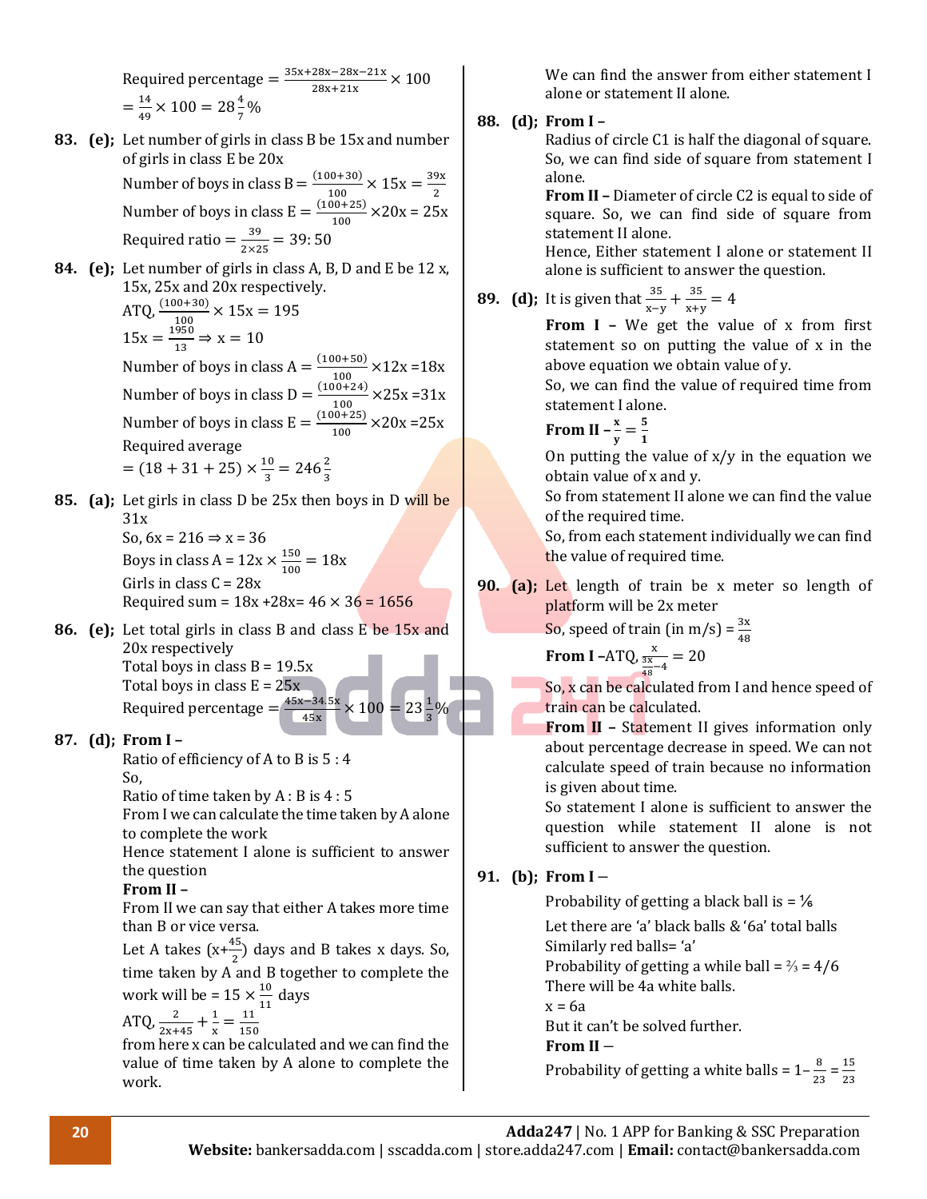Required percentage $= \frac{35x+28x-28x-21x}{28x+21x} \times 100$

$= \frac{14}{49} \times 100 = 28\frac{4}{7}\%$

**83. (e);** Let number of girls in class B be 15x and number of girls in class E be 20x

Number of boys in class B $= \frac{(100+30)}{100} \times 15x = \frac{39x}{2}$

Number of boys in class E $= \frac{(100+25)}{100} \times 20x = 25x$

Required ratio $= \frac{39}{2\times25} = 39:50$

**84. (e);** Let number of girls in class A, B, D and E be 12 x, 15x, 25x and 20x respectively.

ATQ, $\frac{(100+30)}{100} \times 15x = 195$

$15x = \frac{1950}{13} \Rightarrow x = 10$

Number of boys in class A $= \frac{(100+50)}{100} \times 12x = 18x$

Number of boys in class D $= \frac{(100+24)}{100} \times 25x = 31x$

Number of boys in class E $= \frac{(100+25)}{100} \times 20x = 25x$

Required average

$= (18+31+25) \times \frac{10}{3} = 246\frac{2}{3}$

**85. (a);** Let girls in class D be 25x then boys in D will be 31x

So, $6x = 216 \Rightarrow x = 36$

Boys in class A $= 12x \times \frac{150}{100} = 18x$

Girls in class C = 28x

Required sum $= 18x + 28x = 46 \times 36 = 1656$

**86. (e);** Let total girls in class B and class E be 15x and 20x respectively

Total boys in class B = 19.5x

Total boys in class E = 25x

Required percentage $= \frac{45x-34.5x}{45x} \times 100 = 23\frac{1}{3}\%$

**87. (d); From I –**

Ratio of efficiency of A to B is 5 : 4

So,

Ratio of time taken by A : B is 4 : 5

From I we can calculate the time taken by A alone to complete the work

Hence statement I alone is sufficient to answer the question

**From II –**

From II we can say that either A takes more time than B or vice versa.

Let A takes $(x+\frac{45}{2})$ days and B takes x days. So, time taken by A and B together to complete the work will be $= 15 \times \frac{10}{11}$ days

ATQ, $\frac{2}{2x+45} + \frac{1}{x} = \frac{11}{150}$

from here x can be calculated and we can find the value of time taken by A alone to complete the work.

We can find the answer from either statement I alone or statement II alone.

**88. (d); From I –**

Radius of circle C1 is half the diagonal of square. So, we can find side of square from statement I alone.

**From II –** Diameter of circle C2 is equal to side of square. So, we can find side of square from statement II alone.

Hence, Either statement I alone or statement II alone is sufficient to answer the question.

**89. (d);** It is given that $\frac{35}{x-y} + \frac{35}{x+y} = 4$

**From I –** We get the value of x from first statement so on putting the value of x in the above equation we obtain value of y.

So, we can find the value of required time from statement I alone.

**From II –** $\frac{x}{y} = \frac{5}{1}$

On putting the value of x/y in the equation we obtain value of x and y.

So from statement II alone we can find the value of the required time.

So, from each statement individually we can find the value of required time.

**90. (a);** Let length of train be x meter so length of platform will be 2x meter

So, speed of train (in m/s) $= \frac{3x}{48}$

**From I –**ATQ, $\frac{x}{\frac{3x}{48}-4} = 20$

So, x can be calculated from I and hence speed of train can be calculated.

**From II –** Statement II gives information only about percentage decrease in speed. We can not calculate speed of train because no information is given about time.

So statement I alone is sufficient to answer the question while statement II alone is not sufficient to answer the question.

**91. (b); From I –**

Probability of getting a black ball is = ⅙

Let there are 'a' black balls & '6a' total balls

Similarly red balls= 'a'

Probability of getting a while ball = ⅔ = 4/6

There will be 4a white balls.

x = 6a

But it can't be solved further.

**From II –**

Probability of getting a white balls $= 1 - \frac{8}{23} = \frac{15}{23}$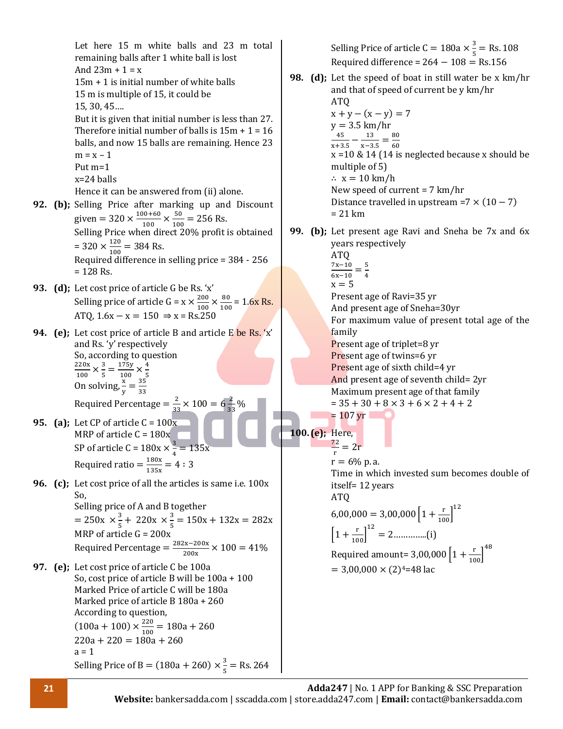Let here 15 m white balls and 23 m total remaining balls after 1 white ball is lost

And 23m + 1 = x

15m + 1 is initial number of white balls

15 m is multiple of 15, it could be

15, 30, 45….

But it is given that initial number is less than 27. Therefore initial number of balls is 15m + 1 = 16 balls, and now 15 balls are remaining. Hence 23 m = x – 1

Put m=1

x=24 balls

Hence it can be answered from (ii) alone.

**92. (b);** Selling Price after marking up and Discount given $= 320 \times \frac{100+60}{100} \times \frac{50}{100} = 256$ Rs.

Selling Price when direct 20% profit is obtained $= 320 \times \frac{120}{100} = 384$ Rs.

Required difference in selling price = 384 - 256 = 128 Rs.

**93. (d);** Let cost price of article G be Rs. 'x'

Selling price of article G $= x \times \frac{200}{100} \times \frac{80}{100} = 1.6x$ Rs.

ATQ, $1.6x - x = 150 \Rightarrow x = \text{Rs.}250$

**94. (e);** Let cost price of article B and article E be Rs. 'x' and Rs. 'y' respectively

So, according to question

$\frac{220x}{100} \times \frac{3}{5} = \frac{175y}{100} \times \frac{4}{5}$

On solving, $\frac{x}{y} = \frac{35}{33}$

Required Percentage $= \frac{2}{33} \times 100 = 6\frac{2}{33}\%$

**95. (a);** Let CP of article C = 100x

MRP of article C = 180x

SP of article C $= 180x \times \frac{3}{4} = 135x$

Required ratio $= \frac{180x}{135x} = 4 : 3$

**96. (c);** Let cost price of all the articles is same i.e. 100x

So,

Selling price of A and B together

$= 250x \times \frac{3}{5} + 220x \times \frac{3}{5} = 150x + 132x = 282x$

MRP of article G = 200x

Required Percentage $= \frac{282x - 200x}{200x} \times 100 = 41\%$

**97. (e);** Let cost price of article C be 100a

So, cost price of article B will be 100a + 100

Marked Price of article C will be 180a

Marked price of article B 180a + 260

According to question,

$(100a + 100) \times \frac{220}{100} = 180a + 260$

$220a + 220 = 180a + 260$

a = 1

Selling Price of B $= (180a + 260) \times \frac{3}{5} = \text{Rs. } 264$

Selling Price of article C $= 180a \times \frac{3}{5} = \text{Rs. } 108$

Required difference $= 264 - 108 = \text{Rs.}156$

**98. (d);** Let the speed of boat in still water be x km/hr and that of speed of current be y km/hr

ATQ

$x + y - (x - y) = 7$

$y = 3.5$ km/hr

$\frac{45}{x+3.5} - \frac{13}{x-3.5} = \frac{80}{60}$

x =10 & 14 (14 is neglected because x should be multiple of 5)

∴ x = 10 km/h

New speed of current = 7 km/hr

Distance travelled in upstream $= 7 \times (10 - 7)$ = 21 km

**99. (b);** Let present age Ravi and Sneha be 7x and 6x years respectively

ATQ

$\frac{7x-10}{6x-10} = \frac{5}{4}$

x = 5

Present age of Ravi=35 yr

And present age of Sneha=30yr

For maximum value of present total age of the family

Present age of triplet=8 yr

Present age of twins=6 yr

Present age of sixth child=4 yr

And present age of seventh child= 2yr

Maximum present age of that family

$= 35 + 30 + 8 \times 3 + 6 \times 2 + 4 + 2$

= 107 yr

**100. (e);** Here,

$\frac{72}{r} = 2r$

r = 6% p.a.

Time in which invested sum becomes double of itself= 12 years

ATQ

$6{,}00{,}000 = 3{,}00{,}000\left[1 + \frac{r}{100}\right]^{12}$

$\left[1 + \frac{r}{100}\right]^{12} = 2$…………..(i)

Required amount= $3{,}00{,}000\left[1 + \frac{r}{100}\right]^{48}$

$= 3{,}00{,}000 \times (2)^4$=48 lac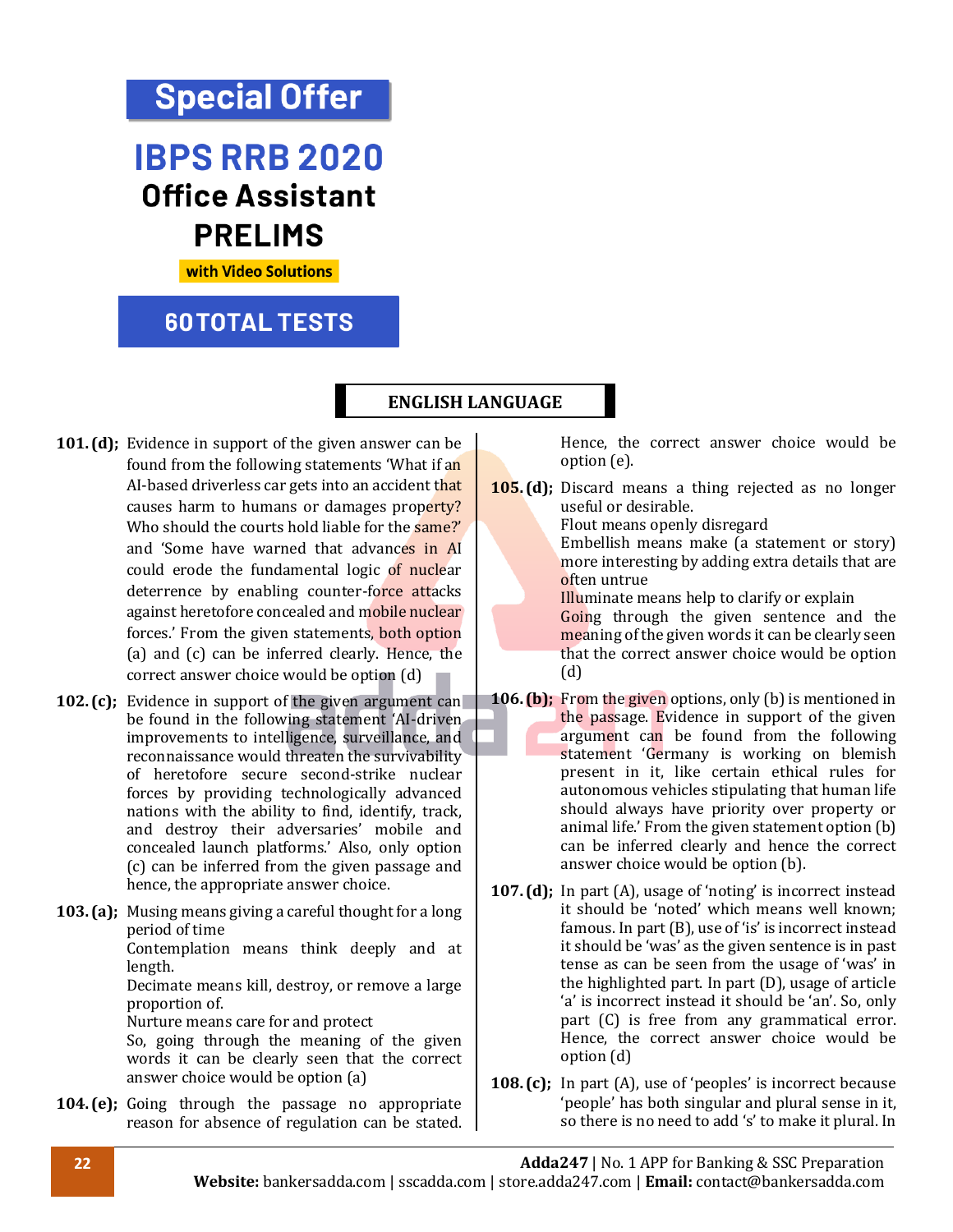**Special Offer**

**IBPS RRB 2020**
**Office Assistant**
**PRELIMS**
with Video Solutions

**60 TOTAL TESTS**

## ENGLISH LANGUAGE

**101. (d);** Evidence in support of the given answer can be found from the following statements 'What if an AI-based driverless car gets into an accident that causes harm to humans or damages property? Who should the courts hold liable for the same?' and 'Some have warned that advances in AI could erode the fundamental logic of nuclear deterrence by enabling counter-force attacks against heretofore concealed and mobile nuclear forces.' From the given statements, both option (a) and (c) can be inferred clearly. Hence, the correct answer choice would be option (d)

**102. (c);** Evidence in support of the given argument can be found in the following statement 'AI-driven improvements to intelligence, surveillance, and reconnaissance would threaten the survivability of heretofore secure second-strike nuclear forces by providing technologically advanced nations with the ability to find, identify, track, and destroy their adversaries' mobile and concealed launch platforms.' Also, only option (c) can be inferred from the given passage and hence, the appropriate answer choice.

**103. (a);** Musing means giving a careful thought for a long period of time
Contemplation means think deeply and at length.
Decimate means kill, destroy, or remove a large proportion of.
Nurture means care for and protect
So, going through the meaning of the given words it can be clearly seen that the correct answer choice would be option (a)

**104. (e);** Going through the passage no appropriate reason for absence of regulation can be stated. Hence, the correct answer choice would be option (e).

**105. (d);** Discard means a thing rejected as no longer useful or desirable.
Flout means openly disregard
Embellish means make (a statement or story) more interesting by adding extra details that are often untrue
Illuminate means help to clarify or explain
Going through the given sentence and the meaning of the given words it can be clearly seen that the correct answer choice would be option (d)

**106. (b);** From the given options, only (b) is mentioned in the passage. Evidence in support of the given argument can be found from the following statement 'Germany is working on blemish present in it, like certain ethical rules for autonomous vehicles stipulating that human life should always have priority over property or animal life.' From the given statement option (b) can be inferred clearly and hence the correct answer choice would be option (b).

**107. (d);** In part (A), usage of 'noting' is incorrect instead it should be 'noted' which means well known; famous. In part (B), use of 'is' is incorrect instead it should be 'was' as the given sentence is in past tense as can be seen from the usage of 'was' in the highlighted part. In part (D), usage of article 'a' is incorrect instead it should be 'an'. So, only part (C) is free from any grammatical error. Hence, the correct answer choice would be option (d)

**108. (c);** In part (A), use of 'peoples' is incorrect because 'people' has both singular and plural sense in it, so there is no need to add 's' to make it plural. In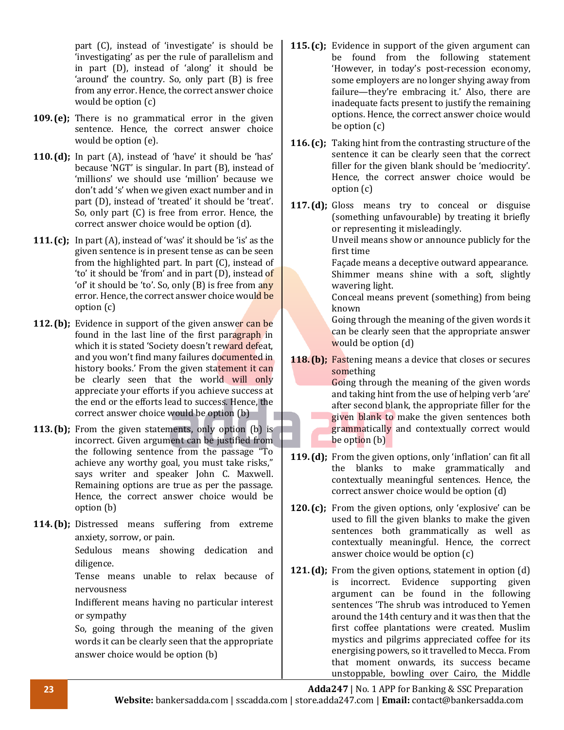part (C), instead of 'investigate' is should be 'investigating' as per the rule of parallelism and in part (D), instead of 'along' it should be 'around' the country. So, only part (B) is free from any error. Hence, the correct answer choice would be option (c)

**109. (e);** There is no grammatical error in the given sentence. Hence, the correct answer choice would be option (e).

**110. (d);** In part (A), instead of 'have' it should be 'has' because 'NGT' is singular. In part (B), instead of 'millions' we should use 'million' because we don't add 's' when we given exact number and in part (D), instead of 'treated' it should be 'treat'. So, only part (C) is free from error. Hence, the correct answer choice would be option (d).

**111. (c);** In part (A), instead of 'was' it should be 'is' as the given sentence is in present tense as can be seen from the highlighted part. In part (C), instead of 'to' it should be 'from' and in part (D), instead of 'of' it should be 'to'. So, only (B) is free from any error. Hence, the correct answer choice would be option (c)

**112. (b);** Evidence in support of the given answer can be found in the last line of the first paragraph in which it is stated 'Society doesn't reward defeat, and you won't find many failures documented in history books.' From the given statement it can be clearly seen that the world will only appreciate your efforts if you achieve success at the end or the efforts lead to success. Hence, the correct answer choice would be option (b)

**113. (b);** From the given statements, only option (b) is incorrect. Given argument can be justified from the following sentence from the passage "To achieve any worthy goal, you must take risks," says writer and speaker John C. Maxwell. Remaining options are true as per the passage. Hence, the correct answer choice would be option (b)

**114. (b);** Distressed means suffering from extreme anxiety, sorrow, or pain.
Sedulous means showing dedication and diligence.
Tense means unable to relax because of nervousness
Indifferent means having no particular interest or sympathy
So, going through the meaning of the given words it can be clearly seen that the appropriate answer choice would be option (b)

**115. (c);** Evidence in support of the given argument can be found from the following statement 'However, in today's post-recession economy, some employers are no longer shying away from failure—they're embracing it.' Also, there are inadequate facts present to justify the remaining options. Hence, the correct answer choice would be option (c)

**116. (c);** Taking hint from the contrasting structure of the sentence it can be clearly seen that the correct filler for the given blank should be 'mediocrity'. Hence, the correct answer choice would be option (c)

**117. (d);** Gloss means try to conceal or disguise (something unfavourable) by treating it briefly or representing it misleadingly.
Unveil means show or announce publicly for the first time
Façade means a deceptive outward appearance.
Shimmer means shine with a soft, slightly wavering light.
Conceal means prevent (something) from being known
Going through the meaning of the given words it can be clearly seen that the appropriate answer would be option (d)

**118. (b);** Fastening means a device that closes or secures something
Going through the meaning of the given words and taking hint from the use of helping verb 'are' after second blank, the appropriate filler for the given blank to make the given sentences both grammatically and contextually correct would be option (b)

**119. (d);** From the given options, only 'inflation' can fit all the blanks to make grammatically and contextually meaningful sentences. Hence, the correct answer choice would be option (d)

**120. (c);** From the given options, only 'explosive' can be used to fill the given blanks to make the given sentences both grammatically as well as contextually meaningful. Hence, the correct answer choice would be option (c)

**121. (d);** From the given options, statement in option (d) is incorrect. Evidence supporting given argument can be found in the following sentences 'The shrub was introduced to Yemen around the 14th century and it was then that the first coffee plantations were created. Muslim mystics and pilgrims appreciated coffee for its energising powers, so it travelled to Mecca. From that moment onwards, its success became unstoppable, bowling over Cairo, the Middle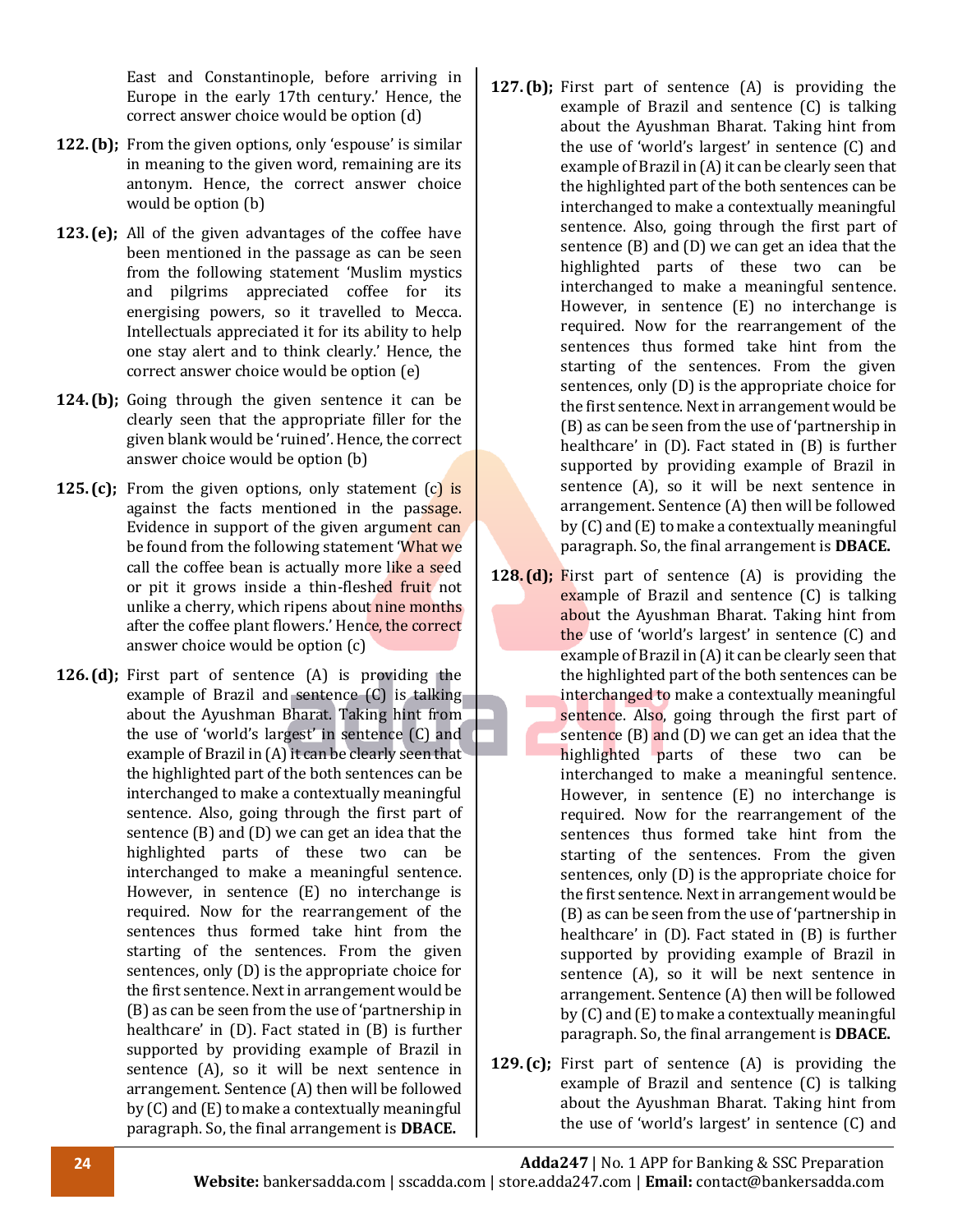East and Constantinople, before arriving in Europe in the early 17th century.' Hence, the correct answer choice would be option (d)

**122. (b);** From the given options, only 'espouse' is similar in meaning to the given word, remaining are its antonym. Hence, the correct answer choice would be option (b)

**123. (e);** All of the given advantages of the coffee have been mentioned in the passage as can be seen from the following statement 'Muslim mystics and pilgrims appreciated coffee for its energising powers, so it travelled to Mecca. Intellectuals appreciated it for its ability to help one stay alert and to think clearly.' Hence, the correct answer choice would be option (e)

**124. (b);** Going through the given sentence it can be clearly seen that the appropriate filler for the given blank would be 'ruined'. Hence, the correct answer choice would be option (b)

**125. (c);** From the given options, only statement (c) is against the facts mentioned in the passage. Evidence in support of the given argument can be found from the following statement 'What we call the coffee bean is actually more like a seed or pit it grows inside a thin-fleshed fruit not unlike a cherry, which ripens about nine months after the coffee plant flowers.' Hence, the correct answer choice would be option (c)

**126. (d);** First part of sentence (A) is providing the example of Brazil and sentence (C) is talking about the Ayushman Bharat. Taking hint from the use of 'world's largest' in sentence (C) and example of Brazil in (A) it can be clearly seen that the highlighted part of the both sentences can be interchanged to make a contextually meaningful sentence. Also, going through the first part of sentence (B) and (D) we can get an idea that the highlighted parts of these two can be interchanged to make a meaningful sentence. However, in sentence (E) no interchange is required. Now for the rearrangement of the sentences thus formed take hint from the starting of the sentences. From the given sentences, only (D) is the appropriate choice for the first sentence. Next in arrangement would be (B) as can be seen from the use of 'partnership in healthcare' in (D). Fact stated in (B) is further supported by providing example of Brazil in sentence (A), so it will be next sentence in arrangement. Sentence (A) then will be followed by (C) and (E) to make a contextually meaningful paragraph. So, the final arrangement is **DBACE.**

**127. (b);** First part of sentence (A) is providing the example of Brazil and sentence (C) is talking about the Ayushman Bharat. Taking hint from the use of 'world's largest' in sentence (C) and example of Brazil in (A) it can be clearly seen that the highlighted part of the both sentences can be interchanged to make a contextually meaningful sentence. Also, going through the first part of sentence (B) and (D) we can get an idea that the highlighted parts of these two can be interchanged to make a meaningful sentence. However, in sentence (E) no interchange is required. Now for the rearrangement of the sentences thus formed take hint from the starting of the sentences. From the given sentences, only (D) is the appropriate choice for the first sentence. Next in arrangement would be (B) as can be seen from the use of 'partnership in healthcare' in (D). Fact stated in (B) is further supported by providing example of Brazil in sentence (A), so it will be next sentence in arrangement. Sentence (A) then will be followed by (C) and (E) to make a contextually meaningful paragraph. So, the final arrangement is **DBACE.**

**128. (d);** First part of sentence (A) is providing the example of Brazil and sentence (C) is talking about the Ayushman Bharat. Taking hint from the use of 'world's largest' in sentence (C) and example of Brazil in (A) it can be clearly seen that the highlighted part of the both sentences can be interchanged to make a contextually meaningful sentence. Also, going through the first part of sentence (B) and (D) we can get an idea that the highlighted parts of these two can be interchanged to make a meaningful sentence. However, in sentence (E) no interchange is required. Now for the rearrangement of the sentences thus formed take hint from the starting of the sentences. From the given sentences, only (D) is the appropriate choice for the first sentence. Next in arrangement would be (B) as can be seen from the use of 'partnership in healthcare' in (D). Fact stated in (B) is further supported by providing example of Brazil in sentence (A), so it will be next sentence in arrangement. Sentence (A) then will be followed by (C) and (E) to make a contextually meaningful paragraph. So, the final arrangement is **DBACE.**

**129. (c);** First part of sentence (A) is providing the example of Brazil and sentence (C) is talking about the Ayushman Bharat. Taking hint from the use of 'world's largest' in sentence (C) and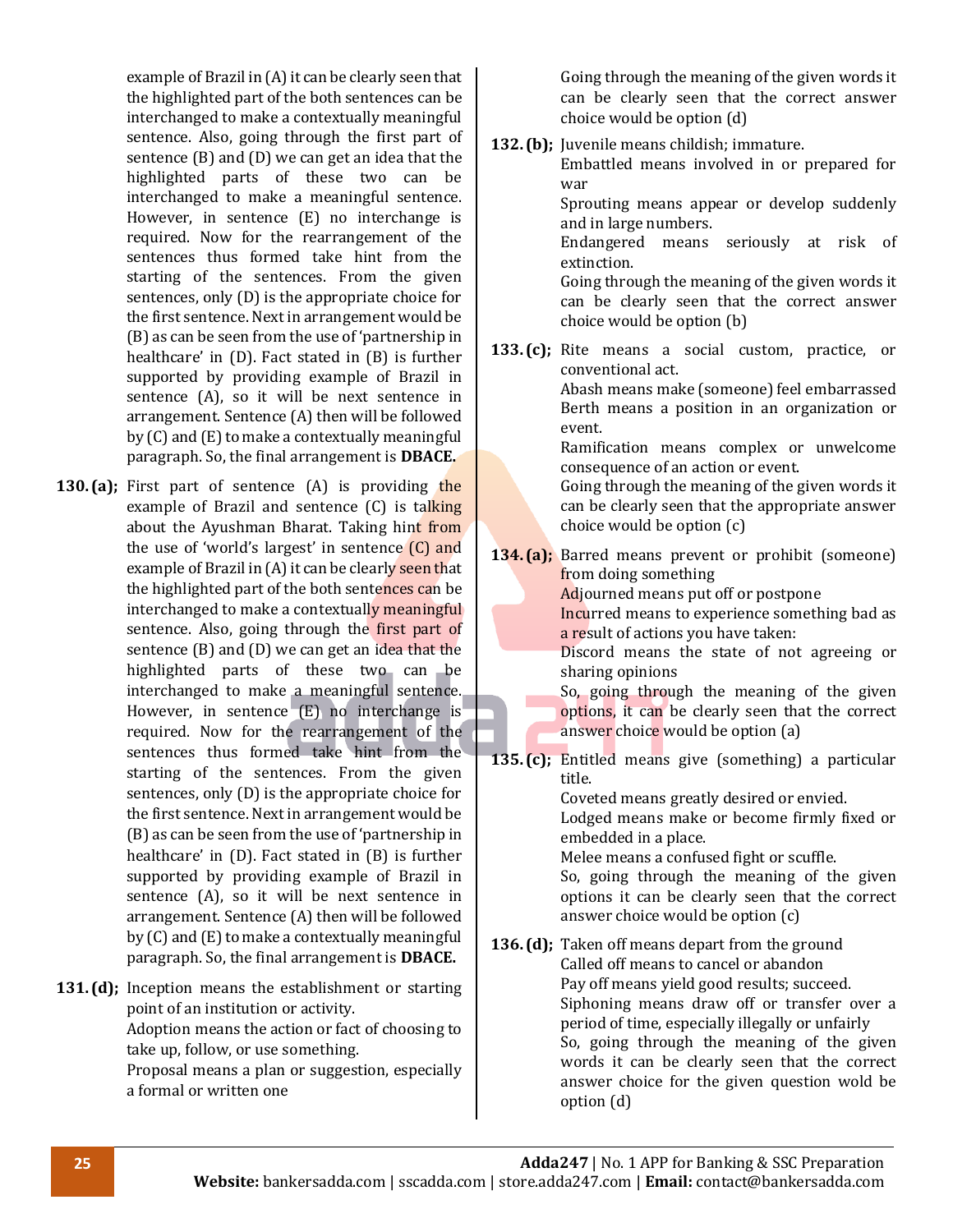example of Brazil in (A) it can be clearly seen that the highlighted part of the both sentences can be interchanged to make a contextually meaningful sentence. Also, going through the first part of sentence (B) and (D) we can get an idea that the highlighted parts of these two can be interchanged to make a meaningful sentence. However, in sentence (E) no interchange is required. Now for the rearrangement of the sentences thus formed take hint from the starting of the sentences. From the given sentences, only (D) is the appropriate choice for the first sentence. Next in arrangement would be (B) as can be seen from the use of 'partnership in healthcare' in (D). Fact stated in (B) is further supported by providing example of Brazil in sentence (A), so it will be next sentence in arrangement. Sentence (A) then will be followed by (C) and (E) to make a contextually meaningful paragraph. So, the final arrangement is **DBACE.**

**130. (a);** First part of sentence (A) is providing the example of Brazil and sentence (C) is talking about the Ayushman Bharat. Taking hint from the use of 'world's largest' in sentence (C) and example of Brazil in (A) it can be clearly seen that the highlighted part of the both sentences can be interchanged to make a contextually meaningful sentence. Also, going through the first part of sentence (B) and (D) we can get an idea that the highlighted parts of these two can be interchanged to make a meaningful sentence. However, in sentence (E) no interchange is required. Now for the rearrangement of the sentences thus formed take hint from the starting of the sentences. From the given sentences, only (D) is the appropriate choice for the first sentence. Next in arrangement would be (B) as can be seen from the use of 'partnership in healthcare' in (D). Fact stated in (B) is further supported by providing example of Brazil in sentence (A), so it will be next sentence in arrangement. Sentence (A) then will be followed by (C) and (E) to make a contextually meaningful paragraph. So, the final arrangement is **DBACE.**

**131. (d);** Inception means the establishment or starting point of an institution or activity.
Adoption means the action or fact of choosing to take up, follow, or use something.
Proposal means a plan or suggestion, especially a formal or written one
Going through the meaning of the given words it can be clearly seen that the correct answer choice would be option (d)

**132. (b);** Juvenile means childish; immature.
Embattled means involved in or prepared for war
Sprouting means appear or develop suddenly and in large numbers.
Endangered means seriously at risk of extinction.
Going through the meaning of the given words it can be clearly seen that the correct answer choice would be option (b)

**133. (c);** Rite means a social custom, practice, or conventional act.
Abash means make (someone) feel embarrassed
Berth means a position in an organization or event.
Ramification means complex or unwelcome consequence of an action or event.
Going through the meaning of the given words it can be clearly seen that the appropriate answer choice would be option (c)

**134. (a);** Barred means prevent or prohibit (someone) from doing something
Adjourned means put off or postpone
Incurred means to experience something bad as a result of actions you have taken:
Discord means the state of not agreeing or sharing opinions
So, going through the meaning of the given options, it can be clearly seen that the correct answer choice would be option (a)

**135. (c);** Entitled means give (something) a particular title.
Coveted means greatly desired or envied.
Lodged means make or become firmly fixed or embedded in a place.
Melee means a confused fight or scuffle.
So, going through the meaning of the given options it can be clearly seen that the correct answer choice would be option (c)

**136. (d);** Taken off means depart from the ground
Called off means to cancel or abandon
Pay off means yield good results; succeed.
Siphoning means draw off or transfer over a period of time, especially illegally or unfairly
So, going through the meaning of the given words it can be clearly seen that the correct answer choice for the given question wold be option (d)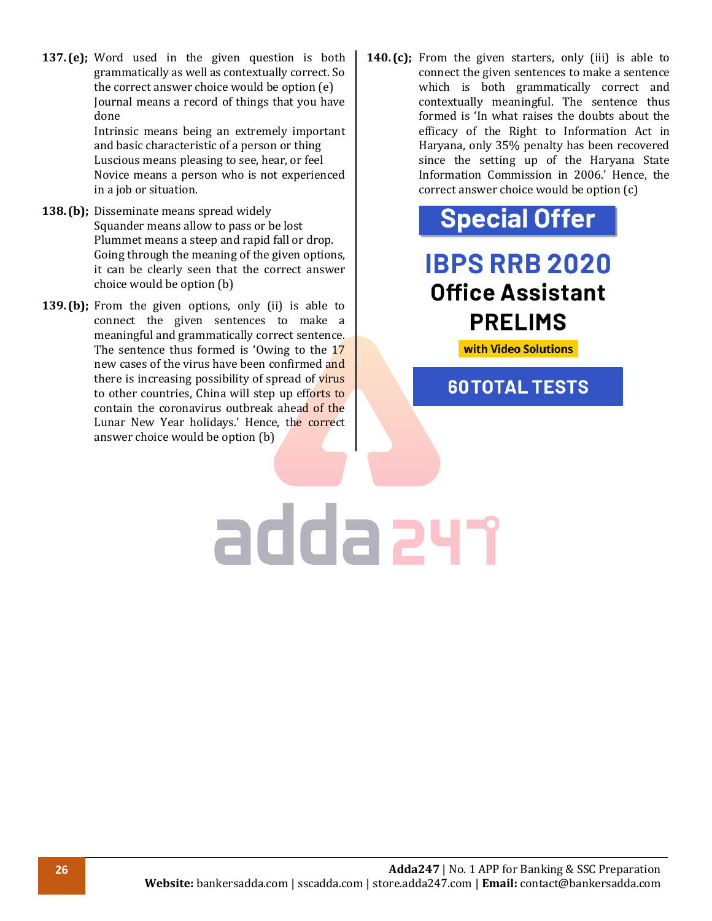**137. (e);** Word used in the given question is both grammatically as well as contextually correct. So the correct answer choice would be option (e)
Journal means a record of things that you have done
Intrinsic means being an extremely important and basic characteristic of a person or thing
Luscious means pleasing to see, hear, or feel
Novice means a person who is not experienced in a job or situation.

**138. (b);** Disseminate means spread widely
Squander means allow to pass or be lost
Plummet means a steep and rapid fall or drop.
Going through the meaning of the given options, it can be clearly seen that the correct answer choice would be option (b)

**139. (b);** From the given options, only (ii) is able to connect the given sentences to make a meaningful and grammatically correct sentence. The sentence thus formed is 'Owing to the 17 new cases of the virus have been confirmed and there is increasing possibility of spread of virus to other countries, China will step up efforts to contain the coronavirus outbreak ahead of the Lunar New Year holidays.' Hence, the correct answer choice would be option (b)

**140. (c);** From the given starters, only (iii) is able to connect the given sentences to make a sentence which is both grammatically correct and contextually meaningful. The sentence thus formed is 'In what raises the doubts about the efficacy of the Right to Information Act in Haryana, only 35% penalty has been recovered since the setting up of the Haryana State Information Commission in 2006.' Hence, the correct answer choice would be option (c)

**Special Offer**

**IBPS RRB 2020**
**Office Assistant**
**PRELIMS**

with Video Solutions

**60 TOTAL TESTS**